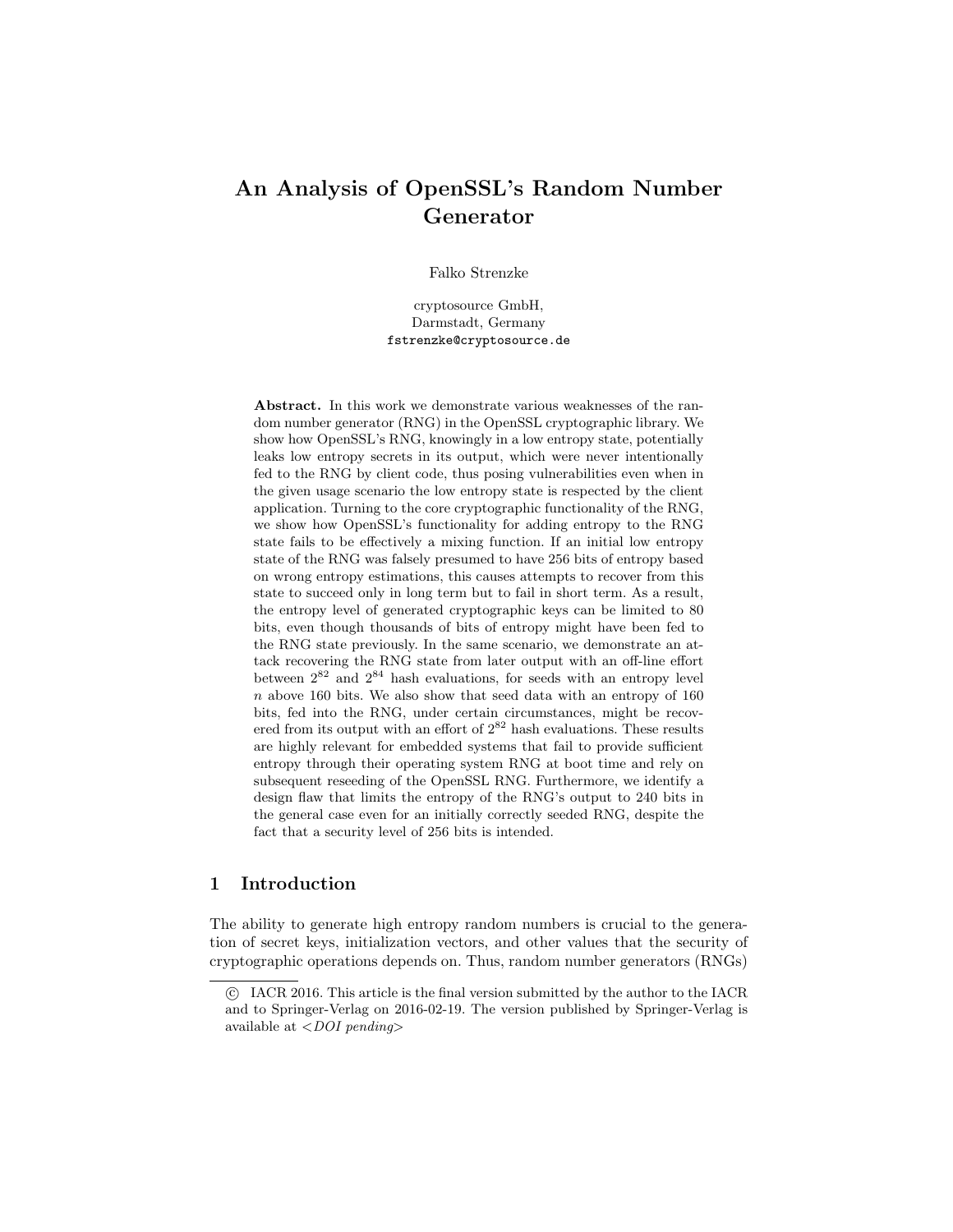// An Analysis of OpenSSL's Random Number Generator

Falko Strenzke

cryptosource GmbH,
Darmstadt, Germany
fstrenzke@cryptosource.de

**Abstract.** In this work we demonstrate various weaknesses of the random number generator (RNG) in the OpenSSL cryptographic library. We show how OpenSSL's RNG, knowingly in a low entropy state, potentially leaks low entropy secrets in its output, which were never intentionally fed to the RNG by client code, thus posing vulnerabilities even when in the given usage scenario the low entropy state is respected by the client application. Turning to the core cryptographic functionality of the RNG, we show how OpenSSL's functionality for adding entropy to the RNG state fails to be effectively a mixing function. If an initial low entropy state of the RNG was falsely presumed to have 256 bits of entropy based on wrong entropy estimations, this causes attempts to recover from this state to succeed only in long term but to fail in short term. As a result, the entropy level of generated cryptographic keys can be limited to 80 bits, even though thousands of bits of entropy might have been fed to the RNG state previously. In the same scenario, we demonstrate an attack recovering the RNG state from later output with an off-line effort between $2^{82}$ and $2^{84}$ hash evaluations, for seeds with an entropy level $n$ above 160 bits. We also show that seed data with an entropy of 160 bits, fed into the RNG, under certain circumstances, might be recovered from its output with an effort of $2^{82}$ hash evaluations. These results are highly relevant for embedded systems that fail to provide sufficient entropy through their operating system RNG at boot time and rely on subsequent reseeding of the OpenSSL RNG. Furthermore, we identify a design flaw that limits the entropy of the RNG's output to 240 bits in the general case even for an initially correctly seeded RNG, despite the fact that a security level of 256 bits is intended.

## 1 Introduction

The ability to generate high entropy random numbers is crucial to the generation of secret keys, initialization vectors, and other values that the security of cryptographic operations depends on. Thus, random number generators (RNGs)

© IACR 2016. This article is the final version submitted by the author to the IACR and to Springer-Verlag on 2016-02-19. The version published by Springer-Verlag is available at <*DOI pending*>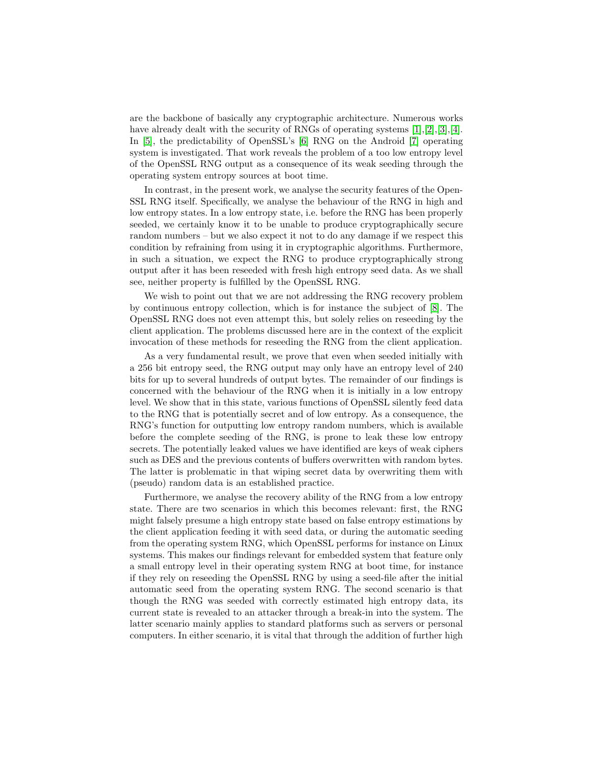are the backbone of basically any cryptographic architecture. Numerous works have already dealt with the security of RNGs of operating systems [1],[2],[3],[4]. In [5], the predictability of OpenSSL's [6] RNG on the Android [7] operating system is investigated. That work reveals the problem of a too low entropy level of the OpenSSL RNG output as a consequence of its weak seeding through the operating system entropy sources at boot time.

In contrast, in the present work, we analyse the security features of the OpenSSL RNG itself. Specifically, we analyse the behaviour of the RNG in high and low entropy states. In a low entropy state, i.e. before the RNG has been properly seeded, we certainly know it to be unable to produce cryptographically secure random numbers – but we also expect it not to do any damage if we respect this condition by refraining from using it in cryptographic algorithms. Furthermore, in such a situation, we expect the RNG to produce cryptographically strong output after it has been reseeded with fresh high entropy seed data. As we shall see, neither property is fulfilled by the OpenSSL RNG.

We wish to point out that we are not addressing the RNG recovery problem by continuous entropy collection, which is for instance the subject of [8]. The OpenSSL RNG does not even attempt this, but solely relies on reseeding by the client application. The problems discussed here are in the context of the explicit invocation of these methods for reseeding the RNG from the client application.

As a very fundamental result, we prove that even when seeded initially with a 256 bit entropy seed, the RNG output may only have an entropy level of 240 bits for up to several hundreds of output bytes. The remainder of our findings is concerned with the behaviour of the RNG when it is initially in a low entropy level. We show that in this state, various functions of OpenSSL silently feed data to the RNG that is potentially secret and of low entropy. As a consequence, the RNG's function for outputting low entropy random numbers, which is available before the complete seeding of the RNG, is prone to leak these low entropy secrets. The potentially leaked values we have identified are keys of weak ciphers such as DES and the previous contents of buffers overwritten with random bytes. The latter is problematic in that wiping secret data by overwriting them with (pseudo) random data is an established practice.

Furthermore, we analyse the recovery ability of the RNG from a low entropy state. There are two scenarios in which this becomes relevant: first, the RNG might falsely presume a high entropy state based on false entropy estimations by the client application feeding it with seed data, or during the automatic seeding from the operating system RNG, which OpenSSL performs for instance on Linux systems. This makes our findings relevant for embedded system that feature only a small entropy level in their operating system RNG at boot time, for instance if they rely on reseeding the OpenSSL RNG by using a seed-file after the initial automatic seed from the operating system RNG. The second scenario is that though the RNG was seeded with correctly estimated high entropy data, its current state is revealed to an attacker through a break-in into the system. The latter scenario mainly applies to standard platforms such as servers or personal computers. In either scenario, it is vital that through the addition of further high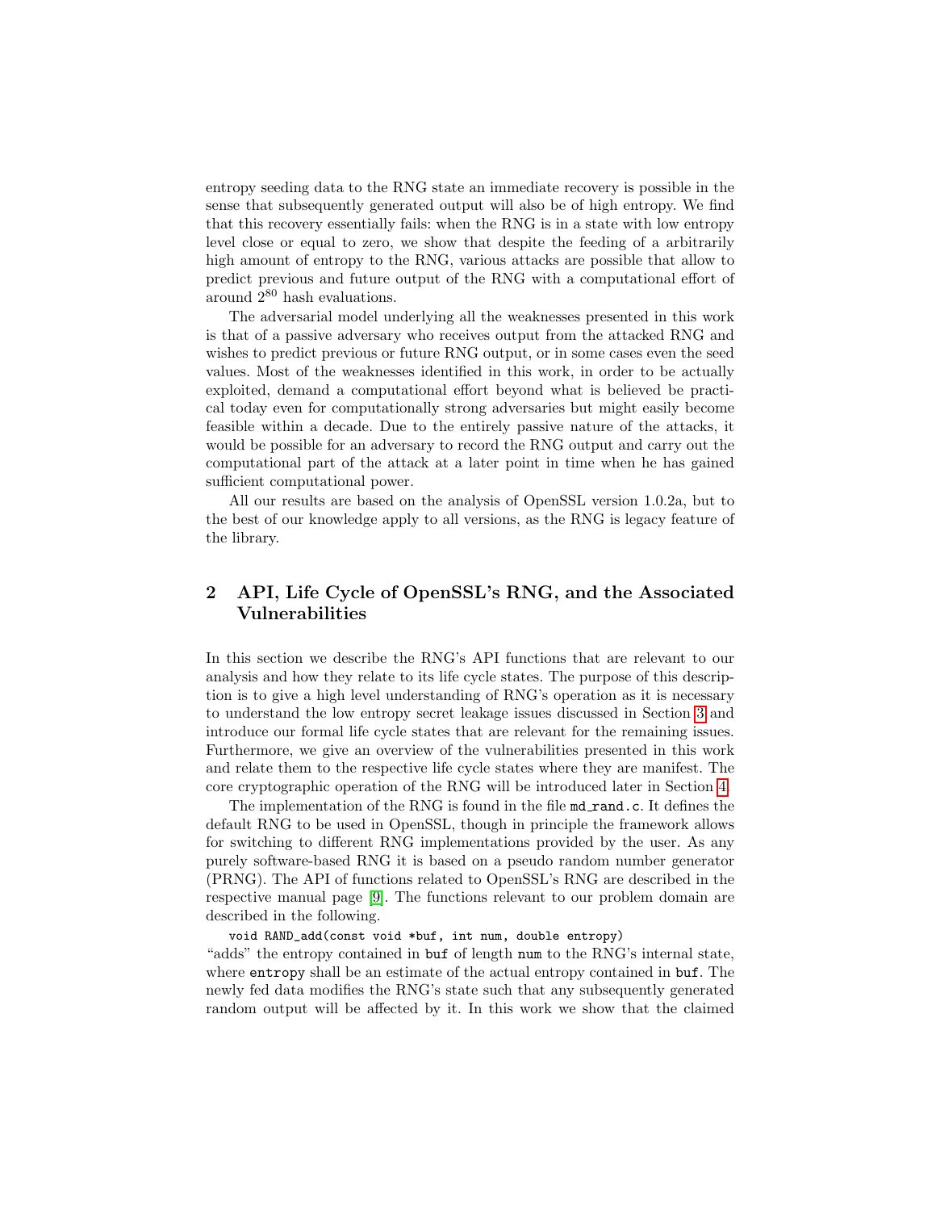entropy seeding data to the RNG state an immediate recovery is possible in the sense that subsequently generated output will also be of high entropy. We find that this recovery essentially fails: when the RNG is in a state with low entropy level close or equal to zero, we show that despite the feeding of a arbitrarily high amount of entropy to the RNG, various attacks are possible that allow to predict previous and future output of the RNG with a computational effort of around $2^{80}$ hash evaluations.

The adversarial model underlying all the weaknesses presented in this work is that of a passive adversary who receives output from the attacked RNG and wishes to predict previous or future RNG output, or in some cases even the seed values. Most of the weaknesses identified in this work, in order to be actually exploited, demand a computational effort beyond what is believed be practical today even for computationally strong adversaries but might easily become feasible within a decade. Due to the entirely passive nature of the attacks, it would be possible for an adversary to record the RNG output and carry out the computational part of the attack at a later point in time when he has gained sufficient computational power.

All our results are based on the analysis of OpenSSL version 1.0.2a, but to the best of our knowledge apply to all versions, as the RNG is legacy feature of the library.

## 2 API, Life Cycle of OpenSSL's RNG, and the Associated Vulnerabilities

In this section we describe the RNG's API functions that are relevant to our analysis and how they relate to its life cycle states. The purpose of this description is to give a high level understanding of RNG's operation as it is necessary to understand the low entropy secret leakage issues discussed in Section 3 and introduce our formal life cycle states that are relevant for the remaining issues. Furthermore, we give an overview of the vulnerabilities presented in this work and relate them to the respective life cycle states where they are manifest. The core cryptographic operation of the RNG will be introduced later in Section 4.

The implementation of the RNG is found in the file `md_rand.c`. It defines the default RNG to be used in OpenSSL, though in principle the framework allows for switching to different RNG implementations provided by the user. As any purely software-based RNG it is based on a pseudo random number generator (PRNG). The API of functions related to OpenSSL's RNG are described in the respective manual page [9]. The functions relevant to our problem domain are described in the following.

```
void RAND_add(const void *buf, int num, double entropy)
```

"adds" the entropy contained in `buf` of length `num` to the RNG's internal state, where `entropy` shall be an estimate of the actual entropy contained in `buf`. The newly fed data modifies the RNG's state such that any subsequently generated random output will be affected by it. In this work we show that the claimed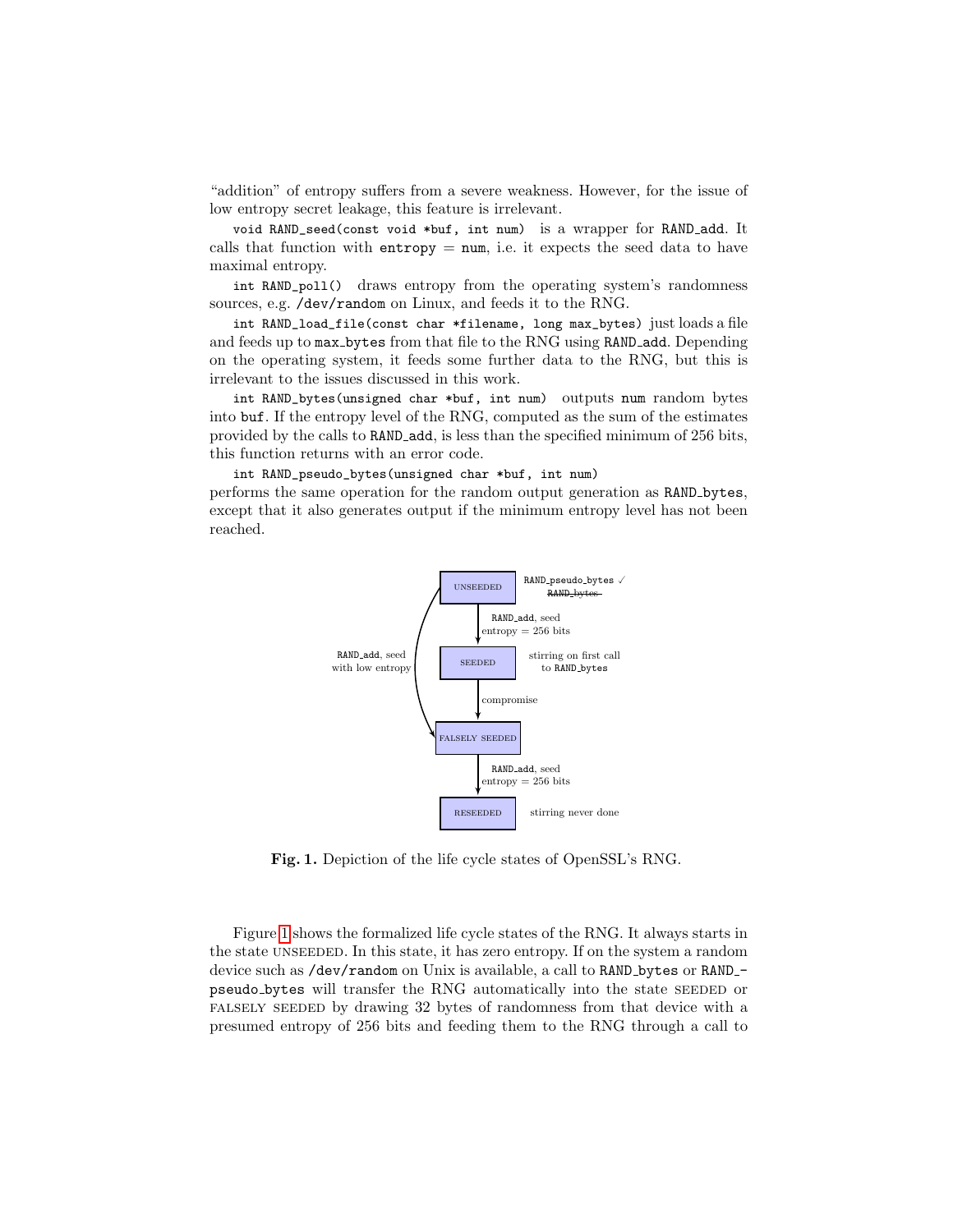"addition" of entropy suffers from a severe weakness. However, for the issue of low entropy secret leakage, this feature is irrelevant.

`void RAND_seed(const void *buf, int num)` is a wrapper for `RAND_add`. It calls that function with `entropy` = `num`, i.e. it expects the seed data to have maximal entropy.

`int RAND_poll()` draws entropy from the operating system's randomness sources, e.g. `/dev/random` on Linux, and feeds it to the RNG.

`int RAND_load_file(const char *filename, long max_bytes)` just loads a file and feeds up to `max_bytes` from that file to the RNG using `RAND_add`. Depending on the operating system, it feeds some further data to the RNG, but this is irrelevant to the issues discussed in this work.

`int RAND_bytes(unsigned char *buf, int num)` outputs `num` random bytes into `buf`. If the entropy level of the RNG, computed as the sum of the estimates provided by the calls to `RAND_add`, is less than the specified minimum of 256 bits, this function returns with an error code.

`int RAND_pseudo_bytes(unsigned char *buf, int num)` performs the same operation for the random output generation as `RAND_bytes`, except that it also generates output if the minimum entropy level has not been reached.

**Fig. 1.** Depiction of the life cycle states of OpenSSL's RNG.

Figure 1 shows the formalized life cycle states of the RNG. It always starts in the state UNSEEDED. In this state, it has zero entropy. If on the system a random device such as `/dev/random` on Unix is available, a call to `RAND_bytes` or `RAND_pseudo_bytes` will transfer the RNG automatically into the state SEEDED or FALSELY SEEDED by drawing 32 bytes of randomness from that device with a presumed entropy of 256 bits and feeding them to the RNG through a call to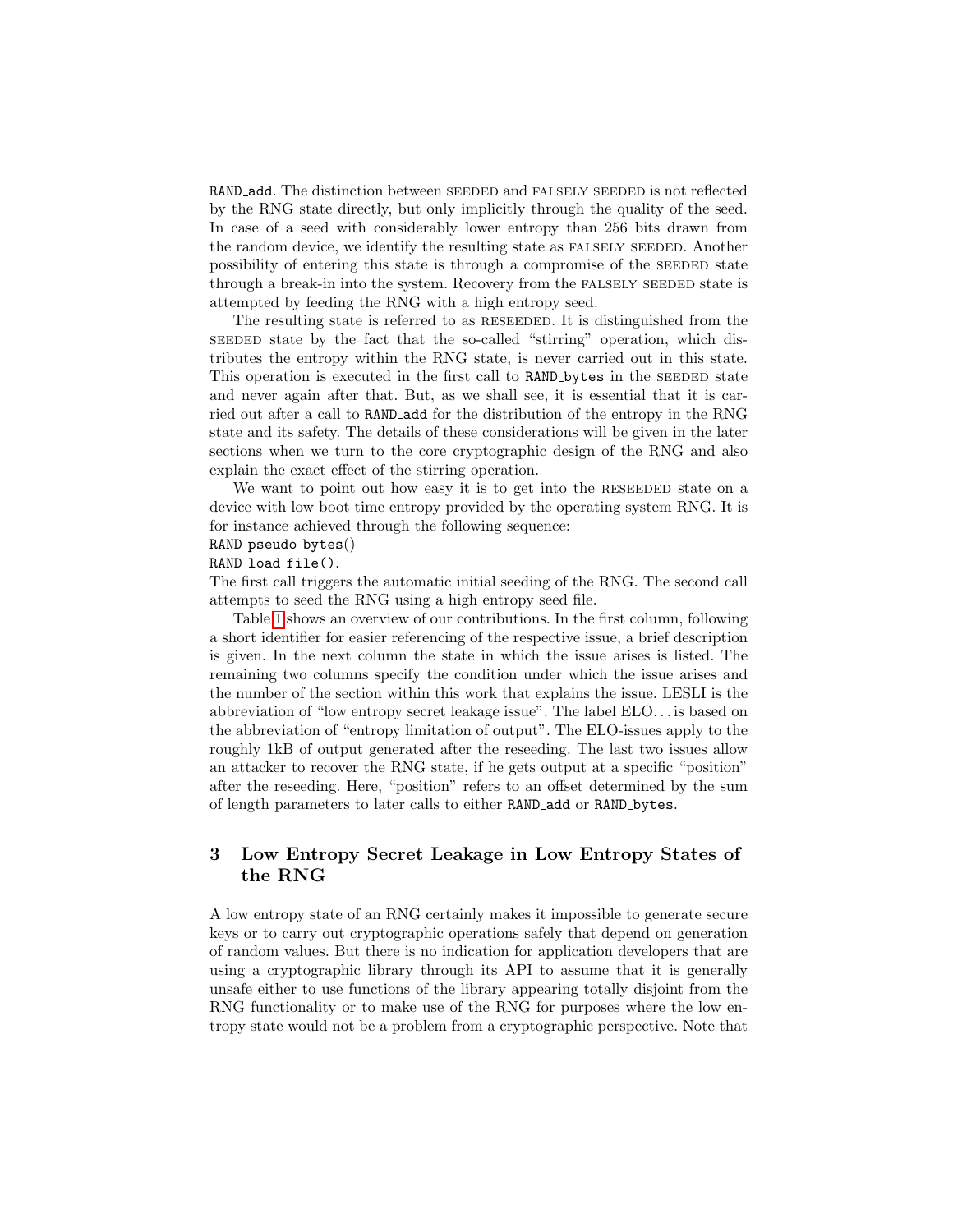RAND_add. The distinction between SEEDED and FALSELY SEEDED is not reflected by the RNG state directly, but only implicitly through the quality of the seed. In case of a seed with considerably lower entropy than 256 bits drawn from the random device, we identify the resulting state as FALSELY SEEDED. Another possibility of entering this state is through a compromise of the SEEDED state through a break-in into the system. Recovery from the FALSELY SEEDED state is attempted by feeding the RNG with a high entropy seed.

The resulting state is referred to as RESEEDED. It is distinguished from the SEEDED state by the fact that the so-called "stirring" operation, which distributes the entropy within the RNG state, is never carried out in this state. This operation is executed in the first call to RAND_bytes in the SEEDED state and never again after that. But, as we shall see, it is essential that it is carried out after a call to RAND_add for the distribution of the entropy in the RNG state and its safety. The details of these considerations will be given in the later sections when we turn to the core cryptographic design of the RNG and also explain the exact effect of the stirring operation.

We want to point out how easy it is to get into the RESEEDED state on a device with low boot time entropy provided by the operating system RNG. It is for instance achieved through the following sequence:

```
RAND_pseudo_bytes()
RAND_load_file().
```

The first call triggers the automatic initial seeding of the RNG. The second call attempts to seed the RNG using a high entropy seed file.

Table 1 shows an overview of our contributions. In the first column, following a short identifier for easier referencing of the respective issue, a brief description is given. In the next column the state in which the issue arises is listed. The remaining two columns specify the condition under which the issue arises and the number of the section within this work that explains the issue. LESLI is the abbreviation of "low entropy secret leakage issue". The label ELO... is based on the abbreviation of "entropy limitation of output". The ELO-issues apply to the roughly 1kB of output generated after the reseeding. The last two issues allow an attacker to recover the RNG state, if he gets output at a specific "position" after the reseeding. Here, "position" refers to an offset determined by the sum of length parameters to later calls to either RAND_add or RAND_bytes.

## 3 Low Entropy Secret Leakage in Low Entropy States of the RNG

A low entropy state of an RNG certainly makes it impossible to generate secure keys or to carry out cryptographic operations safely that depend on generation of random values. But there is no indication for application developers that are using a cryptographic library through its API to assume that it is generally unsafe either to use functions of the library appearing totally disjoint from the RNG functionality or to make use of the RNG for purposes where the low entropy state would not be a problem from a cryptographic perspective. Note that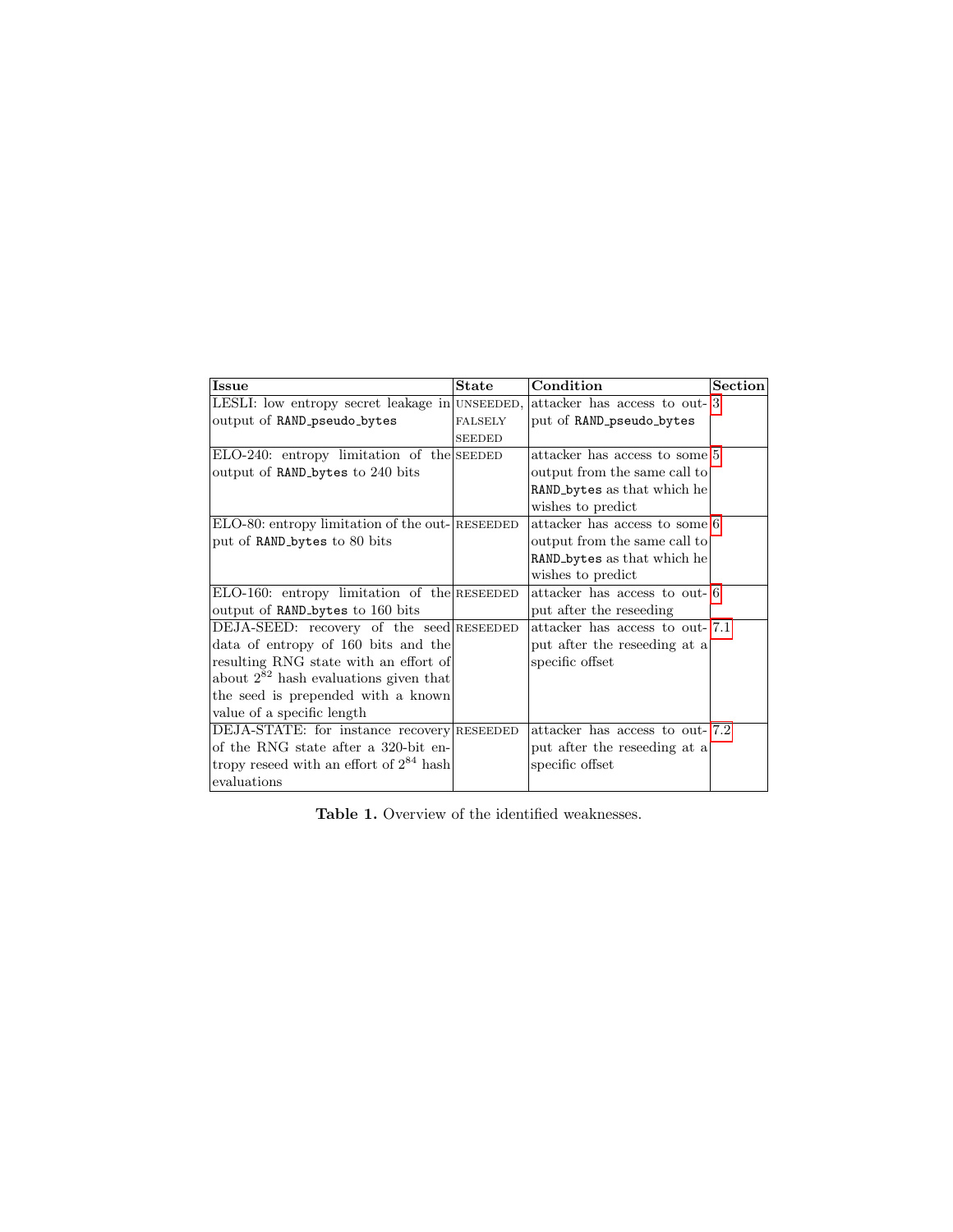| Issue | State | Condition | Section |
|---|---|---|---|
| LESLI: low entropy secret leakage in output of RAND_pseudo_bytes | UNSEEDED, FALSELY SEEDED | attacker has access to output of RAND_pseudo_bytes | 3 |
| ELO-240: entropy limitation of the output of RAND_bytes to 240 bits | SEEDED | attacker has access to some output from the same call to RAND_bytes as that which he wishes to predict | 5 |
| ELO-80: entropy limitation of the output of RAND_bytes to 80 bits | RESEEDED | attacker has access to some output from the same call to RAND_bytes as that which he wishes to predict | 6 |
| ELO-160: entropy limitation of the output of RAND_bytes to 160 bits | RESEEDED | attacker has access to output after the reseeding | 6 |
| DEJA-SEED: recovery of the seed data of entropy of 160 bits and the resulting RNG state with an effort of about $2^{82}$ hash evaluations given that the seed is prepended with a known value of a specific length | RESEEDED | attacker has access to output after the reseeding at a specific offset | 7.1 |
| DEJA-STATE: for instance recovery of the RNG state after a 320-bit entropy reseed with an effort of $2^{84}$ hash evaluations | RESEEDED | attacker has access to output after the reseeding at a specific offset | 7.2 |

**Table 1.** Overview of the identified weaknesses.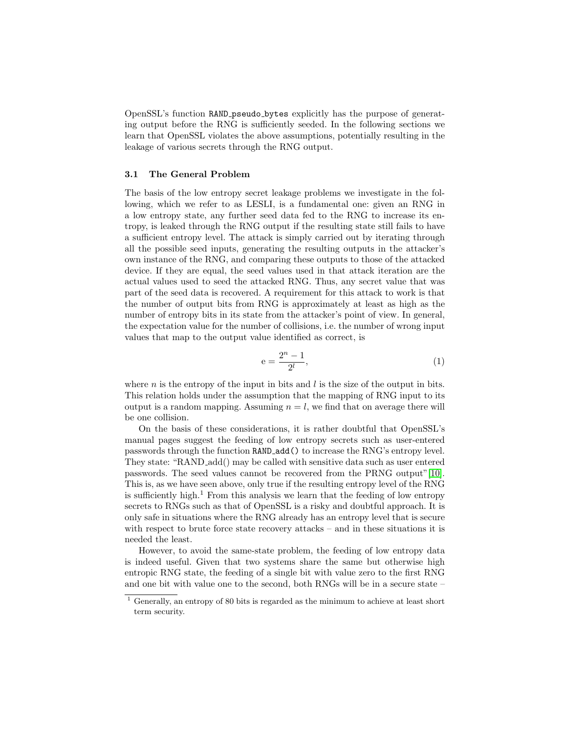OpenSSL's function `RAND_pseudo_bytes` explicitly has the purpose of generating output before the RNG is sufficiently seeded. In the following sections we learn that OpenSSL violates the above assumptions, potentially resulting in the leakage of various secrets through the RNG output.

### 3.1 The General Problem

The basis of the low entropy secret leakage problems we investigate in the following, which we refer to as LESLI, is a fundamental one: given an RNG in a low entropy state, any further seed data fed to the RNG to increase its entropy, is leaked through the RNG output if the resulting state still fails to have a sufficient entropy level. The attack is simply carried out by iterating through all the possible seed inputs, generating the resulting outputs in the attacker's own instance of the RNG, and comparing these outputs to those of the attacked device. If they are equal, the seed values used in that attack iteration are the actual values used to seed the attacked RNG. Thus, any secret value that was part of the seed data is recovered. A requirement for this attack to work is that the number of output bits from RNG is approximately at least as high as the number of entropy bits in its state from the attacker's point of view. In general, the expectation value for the number of collisions, i.e. the number of wrong input values that map to the output value identified as correct, is

$$\mathrm{e} = \frac{2^n - 1}{2^l}, \tag{1}$$

where $n$ is the entropy of the input in bits and $l$ is the size of the output in bits. This relation holds under the assumption that the mapping of RNG input to its output is a random mapping. Assuming $n = l$, we find that on average there will be one collision.

On the basis of these considerations, it is rather doubtful that OpenSSL's manual pages suggest the feeding of low entropy secrets such as user-entered passwords through the function `RAND_add()` to increase the RNG's entropy level. They state: "RAND_add() may be called with sensitive data such as user entered passwords. The seed values cannot be recovered from the PRNG output"[10]. This is, as we have seen above, only true if the resulting entropy level of the RNG is sufficiently high.[1] From this analysis we learn that the feeding of low entropy secrets to RNGs such as that of OpenSSL is a risky and doubtful approach. It is only safe in situations where the RNG already has an entropy level that is secure with respect to brute force state recovery attacks – and in these situations it is needed the least.

However, to avoid the same-state problem, the feeding of low entropy data is indeed useful. Given that two systems share the same but otherwise high entropic RNG state, the feeding of a single bit with value zero to the first RNG and one bit with value one to the second, both RNGs will be in a secure state –

[1] Generally, an entropy of 80 bits is regarded as the minimum to achieve at least short term security.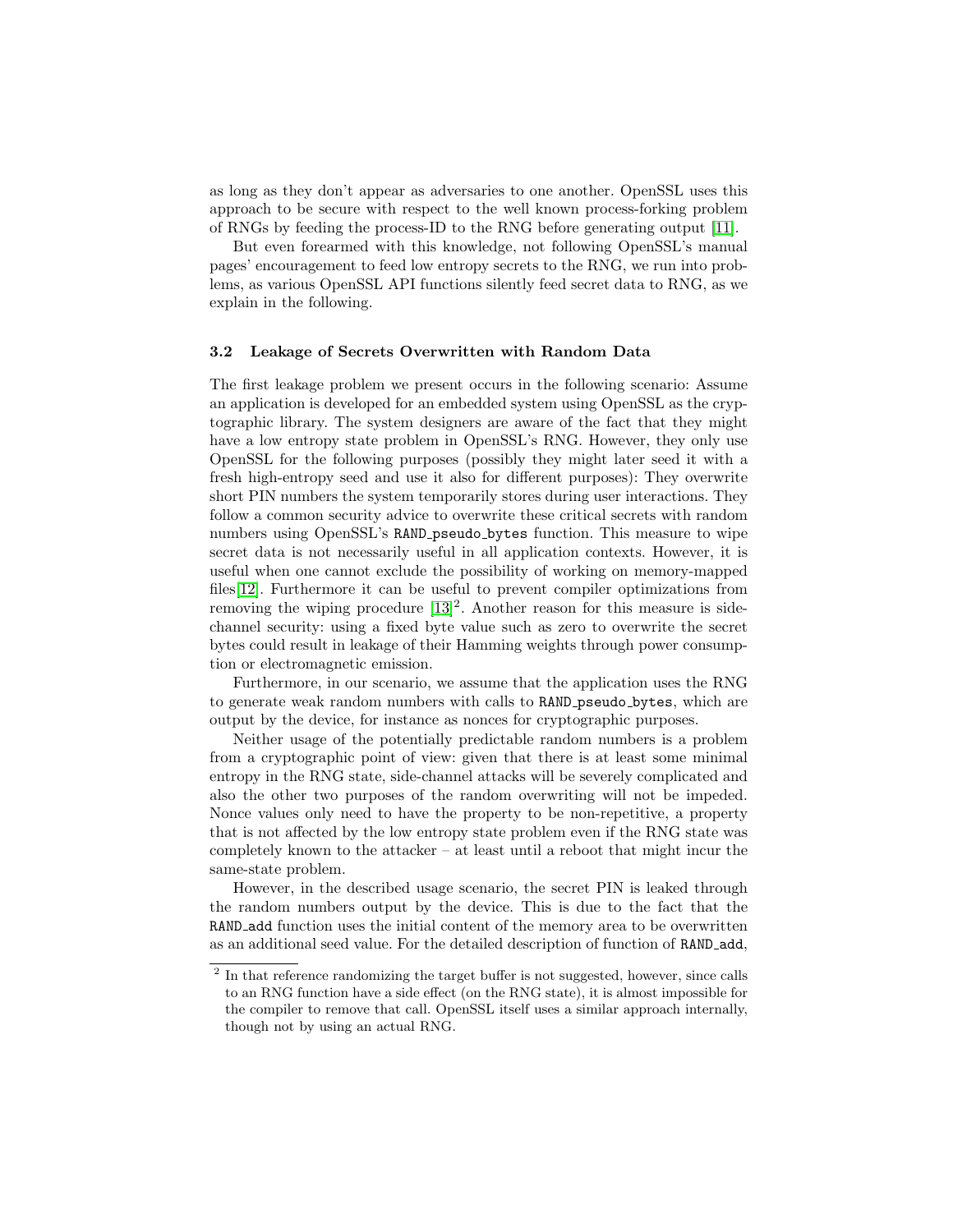as long as they don't appear as adversaries to one another. OpenSSL uses this approach to be secure with respect to the well known process-forking problem of RNGs by feeding the process-ID to the RNG before generating output [11].

But even forearmed with this knowledge, not following OpenSSL's manual pages' encouragement to feed low entropy secrets to the RNG, we run into problems, as various OpenSSL API functions silently feed secret data to RNG, as we explain in the following.

### 3.2 Leakage of Secrets Overwritten with Random Data

The first leakage problem we present occurs in the following scenario: Assume an application is developed for an embedded system using OpenSSL as the cryptographic library. The system designers are aware of the fact that they might have a low entropy state problem in OpenSSL's RNG. However, they only use OpenSSL for the following purposes (possibly they might later seed it with a fresh high-entropy seed and use it also for different purposes): They overwrite short PIN numbers the system temporarily stores during user interactions. They follow a common security advice to overwrite these critical secrets with random numbers using OpenSSL's `RAND_pseudo_bytes` function. This measure to wipe secret data is not necessarily useful in all application contexts. However, it is useful when one cannot exclude the possibility of working on memory-mapped files[12]. Furthermore it can be useful to prevent compiler optimizations from removing the wiping procedure [13][2]. Another reason for this measure is side-channel security: using a fixed byte value such as zero to overwrite the secret bytes could result in leakage of their Hamming weights through power consumption or electromagnetic emission.

Furthermore, in our scenario, we assume that the application uses the RNG to generate weak random numbers with calls to `RAND_pseudo_bytes`, which are output by the device, for instance as nonces for cryptographic purposes.

Neither usage of the potentially predictable random numbers is a problem from a cryptographic point of view: given that there is at least some minimal entropy in the RNG state, side-channel attacks will be severely complicated and also the other two purposes of the random overwriting will not be impeded. Nonce values only need to have the property to be non-repetitive, a property that is not affected by the low entropy state problem even if the RNG state was completely known to the attacker – at least until a reboot that might incur the same-state problem.

However, in the described usage scenario, the secret PIN is leaked through the random numbers output by the device. This is due to the fact that the `RAND_add` function uses the initial content of the memory area to be overwritten as an additional seed value. For the detailed description of function of `RAND_add`,

[2] In that reference randomizing the target buffer is not suggested, however, since calls to an RNG function have a side effect (on the RNG state), it is almost impossible for the compiler to remove that call. OpenSSL itself uses a similar approach internally, though not by using an actual RNG.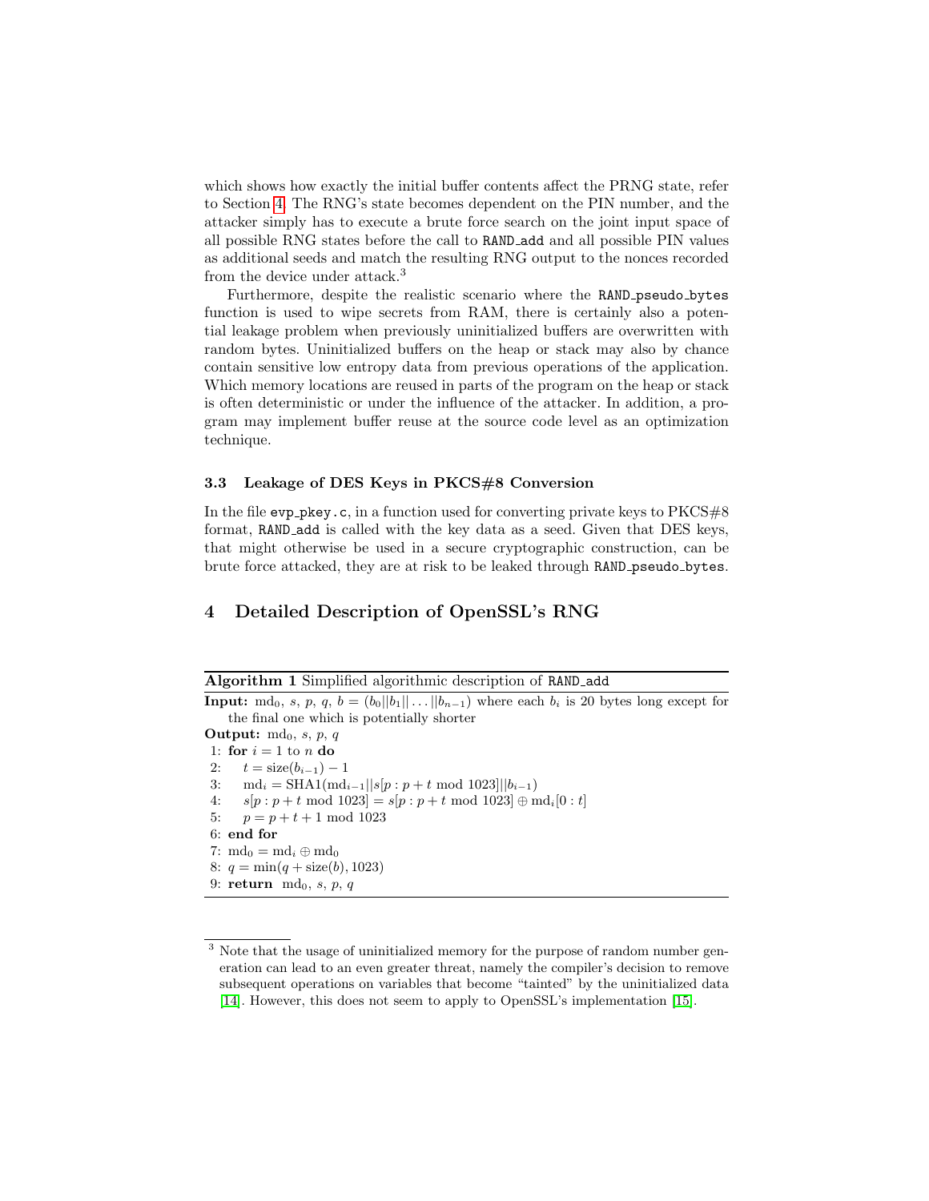which shows how exactly the initial buffer contents affect the PRNG state, refer to Section 4. The RNG's state becomes dependent on the PIN number, and the attacker simply has to execute a brute force search on the joint input space of all possible RNG states before the call to `RAND_add` and all possible PIN values as additional seeds and match the resulting RNG output to the nonces recorded from the device under attack.[3]

Furthermore, despite the realistic scenario where the `RAND_pseudo_bytes` function is used to wipe secrets from RAM, there is certainly also a potential leakage problem when previously uninitialized buffers are overwritten with random bytes. Uninitialized buffers on the heap or stack may also by chance contain sensitive low entropy data from previous operations of the application. Which memory locations are reused in parts of the program on the heap or stack is often deterministic or under the influence of the attacker. In addition, a program may implement buffer reuse at the source code level as an optimization technique.

### 3.3 Leakage of DES Keys in PKCS#8 Conversion

In the file `evp_pkey.c`, in a function used for converting private keys to PKCS#8 format, `RAND_add` is called with the key data as a seed. Given that DES keys, that might otherwise be used in a secure cryptographic construction, can be brute force attacked, they are at risk to be leaked through `RAND_pseudo_bytes`.

## 4 Detailed Description of OpenSSL's RNG

**Algorithm 1** Simplified algorithmic description of `RAND_add`

**Input:** $\text{md}_0$, $s$, $p$, $q$, $b = (b_0||b_1||\ldots||b_{n-1})$ where each $b_i$ is 20 bytes long except for the final one which is potentially shorter

**Output:** $\text{md}_0$, $s$, $p$, $q$

1: **for** $i = 1$ to $n$ **do**
2: $\quad t = \text{size}(b_{i-1}) - 1$
3: $\quad \text{md}_i = \text{SHA1}(\text{md}_{i-1}||s[p : p + t \bmod 1023]||b_{i-1})$
4: $\quad s[p : p + t \bmod 1023] = s[p : p + t \bmod 1023] \oplus \text{md}_i[0 : t]$
5: $\quad p = p + t + 1 \bmod 1023$
6: **end for**
7: $\text{md}_0 = \text{md}_i \oplus \text{md}_0$
8: $q = \min(q + \text{size}(b), 1023)$
9: **return** $\text{md}_0$, $s$, $p$, $q$

---

[3] Note that the usage of uninitialized memory for the purpose of random number generation can lead to an even greater threat, namely the compiler's decision to remove subsequent operations on variables that become "tainted" by the uninitialized data [14]. However, this does not seem to apply to OpenSSL's implementation [15].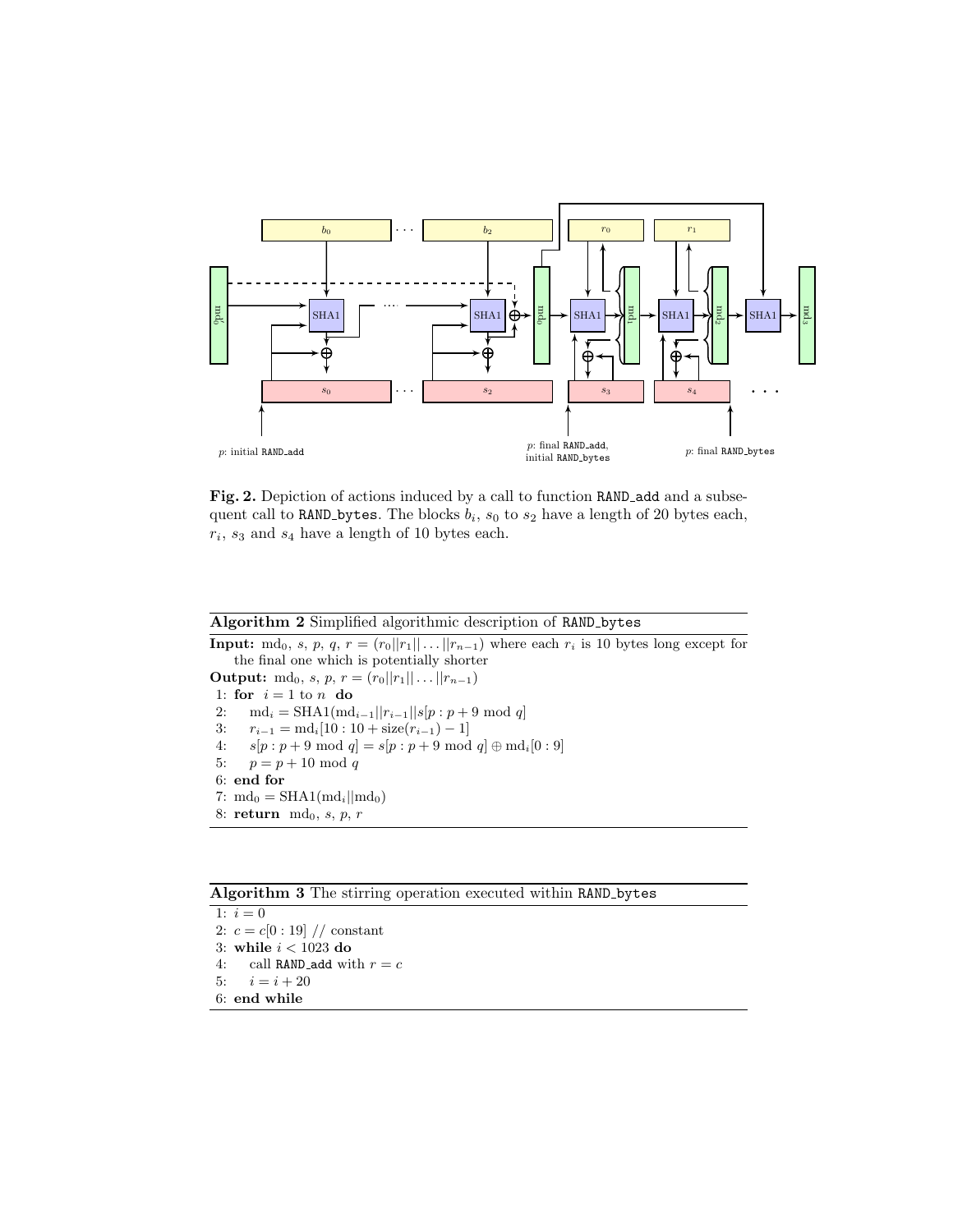**Fig. 2.** Depiction of actions induced by a call to function RAND_add and a subsequent call to RAND_bytes. The blocks $b_i$, $s_0$ to $s_2$ have a length of 20 bytes each, $r_i$, $s_3$ and $s_4$ have a length of 10 bytes each.

---

**Algorithm 2** Simplified algorithmic description of RAND_bytes

---

**Input:** $\text{md}_0$, $s$, $p$, $q$, $r = (r_0||r_1||\ldots||r_{n-1})$ where each $r_i$ is 10 bytes long except for the final one which is potentially shorter

**Output:** $\text{md}_0$, $s$, $p$, $r = (r_0||r_1||\ldots||r_{n-1})$

1: **for** $i = 1$ to $n$ **do**
2: $\quad \text{md}_i = \text{SHA1}(\text{md}_{i-1}||r_{i-1}||s[p : p + 9 \bmod q]$
3: $\quad r_{i-1} = \text{md}_i[10 : 10 + \text{size}(r_{i-1}) - 1]$
4: $\quad s[p : p + 9 \bmod q] = s[p : p + 9 \bmod q] \oplus \text{md}_i[0 : 9]$
5: $\quad p = p + 10 \bmod q$
6: **end for**
7: $\text{md}_0 = \text{SHA1}(\text{md}_i||\text{md}_0)$
8: **return** $\text{md}_0$, $s$, $p$, $r$

---

**Algorithm 3** The stirring operation executed within RAND_bytes

---

1: $i = 0$
2: $c = c[0 : 19]$ // constant
3: **while** $i < 1023$ **do**
4: $\quad$ call RAND_add with $r = c$
5: $\quad i = i + 20$
6: **end while**

---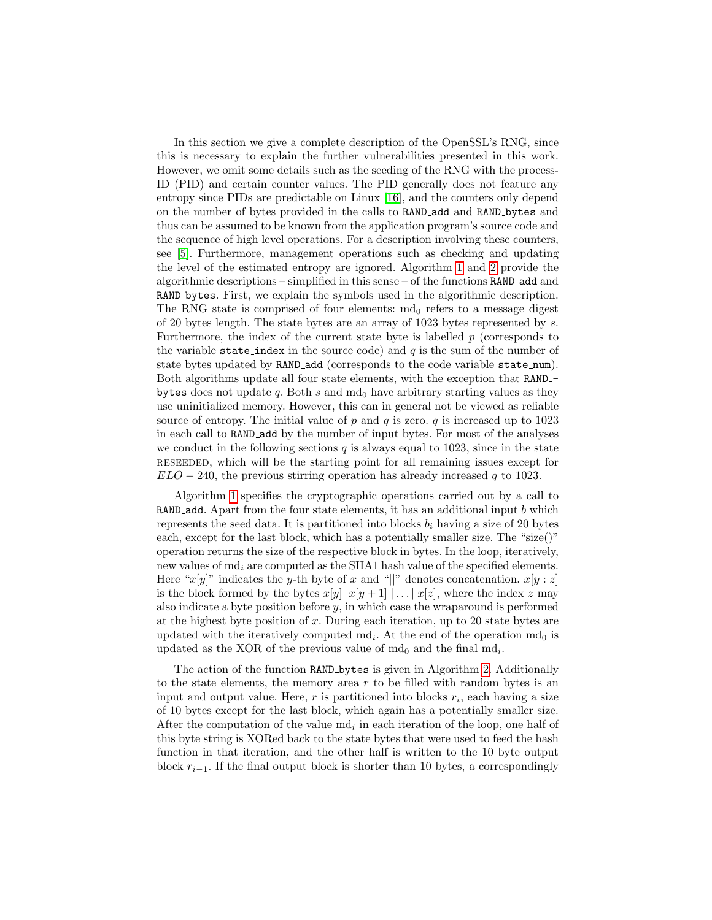In this section we give a complete description of the OpenSSL's RNG, since this is necessary to explain the further vulnerabilities presented in this work. However, we omit some details such as the seeding of the RNG with the process-ID (PID) and certain counter values. The PID generally does not feature any entropy since PIDs are predictable on Linux [16], and the counters only depend on the number of bytes provided in the calls to `RAND_add` and `RAND_bytes` and thus can be assumed to be known from the application program's source code and the sequence of high level operations. For a description involving these counters, see [5]. Furthermore, management operations such as checking and updating the level of the estimated entropy are ignored. Algorithm 1 and 2 provide the algorithmic descriptions – simplified in this sense – of the functions `RAND_add` and `RAND_bytes`. First, we explain the symbols used in the algorithmic description. The RNG state is comprised of four elements: $\mathrm{md}_0$ refers to a message digest of 20 bytes length. The state bytes are an array of 1023 bytes represented by $s$. Furthermore, the index of the current state byte is labelled $p$ (corresponds to the variable `state_index` in the source code) and $q$ is the sum of the number of state bytes updated by `RAND_add` (corresponds to the code variable `state_num`). Both algorithms update all four state elements, with the exception that `RAND_bytes` does not update $q$. Both $s$ and $\mathrm{md}_0$ have arbitrary starting values as they use uninitialized memory. However, this can in general not be viewed as reliable source of entropy. The initial value of $p$ and $q$ is zero. $q$ is increased up to 1023 in each call to `RAND_add` by the number of input bytes. For most of the analyses we conduct in the following sections $q$ is always equal to 1023, since in the state RESEEDED, which will be the starting point for all remaining issues except for $ELO-240$, the previous stirring operation has already increased $q$ to 1023.

Algorithm 1 specifies the cryptographic operations carried out by a call to `RAND_add`. Apart from the four state elements, it has an additional input $b$ which represents the seed data. It is partitioned into blocks $b_i$ having a size of 20 bytes each, except for the last block, which has a potentially smaller size. The "size()" operation returns the size of the respective block in bytes. In the loop, iteratively, new values of $\mathrm{md}_i$ are computed as the SHA1 hash value of the specified elements. Here "$x[y]$" indicates the $y$-th byte of $x$ and "$||$" denotes concatenation. $x[y:z]$ is the block formed by the bytes $x[y]||x[y+1]||\ldots||x[z]$, where the index $z$ may also indicate a byte position before $y$, in which case the wraparound is performed at the highest byte position of $x$. During each iteration, up to 20 state bytes are updated with the iteratively computed $\mathrm{md}_i$. At the end of the operation $\mathrm{md}_0$ is updated as the XOR of the previous value of $\mathrm{md}_0$ and the final $\mathrm{md}_i$.

The action of the function `RAND_bytes` is given in Algorithm 2. Additionally to the state elements, the memory area $r$ to be filled with random bytes is an input and output value. Here, $r$ is partitioned into blocks $r_i$, each having a size of 10 bytes except for the last block, which again has a potentially smaller size. After the computation of the value $\mathrm{md}_i$ in each iteration of the loop, one half of this byte string is XORed back to the state bytes that were used to feed the hash function in that iteration, and the other half is written to the 10 byte output block $r_{i-1}$. If the final output block is shorter than 10 bytes, a correspondingly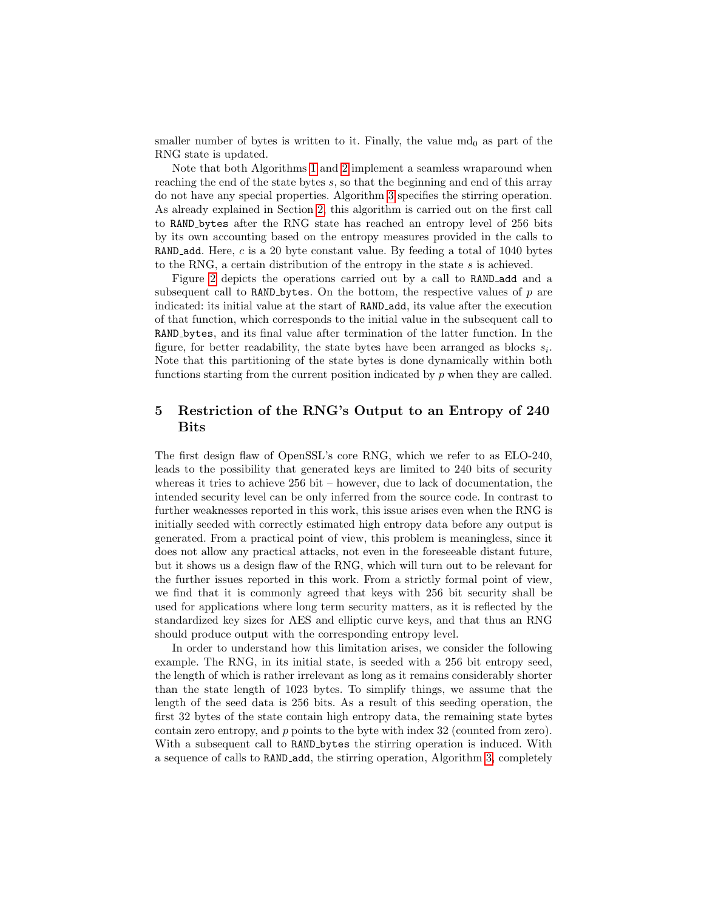smaller number of bytes is written to it. Finally, the value $\text{md}_0$ as part of the RNG state is updated.

Note that both Algorithms 1 and 2 implement a seamless wraparound when reaching the end of the state bytes $s$, so that the beginning and end of this array do not have any special properties. Algorithm 3 specifies the stirring operation. As already explained in Section 2, this algorithm is carried out on the first call to `RAND_bytes` after the RNG state has reached an entropy level of 256 bits by its own accounting based on the entropy measures provided in the calls to `RAND_add`. Here, $c$ is a 20 byte constant value. By feeding a total of 1040 bytes to the RNG, a certain distribution of the entropy in the state $s$ is achieved.

Figure 2 depicts the operations carried out by a call to `RAND_add` and a subsequent call to `RAND_bytes`. On the bottom, the respective values of $p$ are indicated: its initial value at the start of `RAND_add`, its value after the execution of that function, which corresponds to the initial value in the subsequent call to `RAND_bytes`, and its final value after termination of the latter function. In the figure, for better readability, the state bytes have been arranged as blocks $s_i$. Note that this partitioning of the state bytes is done dynamically within both functions starting from the current position indicated by $p$ when they are called.

## 5 Restriction of the RNG's Output to an Entropy of 240 Bits

The first design flaw of OpenSSL's core RNG, which we refer to as ELO-240, leads to the possibility that generated keys are limited to 240 bits of security whereas it tries to achieve 256 bit – however, due to lack of documentation, the intended security level can be only inferred from the source code. In contrast to further weaknesses reported in this work, this issue arises even when the RNG is initially seeded with correctly estimated high entropy data before any output is generated. From a practical point of view, this problem is meaningless, since it does not allow any practical attacks, not even in the foreseeable distant future, but it shows us a design flaw of the RNG, which will turn out to be relevant for the further issues reported in this work. From a strictly formal point of view, we find that it is commonly agreed that keys with 256 bit security shall be used for applications where long term security matters, as it is reflected by the standardized key sizes for AES and elliptic curve keys, and that thus an RNG should produce output with the corresponding entropy level.

In order to understand how this limitation arises, we consider the following example. The RNG, in its initial state, is seeded with a 256 bit entropy seed, the length of which is rather irrelevant as long as it remains considerably shorter than the state length of 1023 bytes. To simplify things, we assume that the length of the seed data is 256 bits. As a result of this seeding operation, the first 32 bytes of the state contain high entropy data, the remaining state bytes contain zero entropy, and $p$ points to the byte with index 32 (counted from zero). With a subsequent call to `RAND_bytes` the stirring operation is induced. With a sequence of calls to `RAND_add`, the stirring operation, Algorithm 3, completely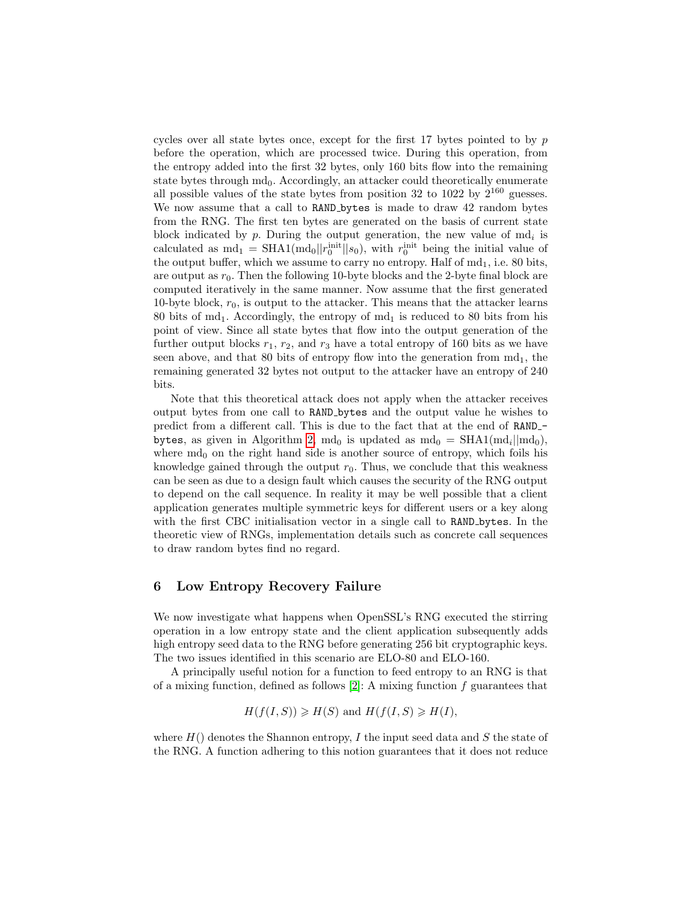cycles over all state bytes once, except for the first 17 bytes pointed to by $p$ before the operation, which are processed twice. During this operation, from the entropy added into the first 32 bytes, only 160 bits flow into the remaining state bytes through $\text{md}_0$. Accordingly, an attacker could theoretically enumerate all possible values of the state bytes from position 32 to 1022 by $2^{160}$ guesses. We now assume that a call to `RAND_bytes` is made to draw 42 random bytes from the RNG. The first ten bytes are generated on the basis of current state block indicated by $p$. During the output generation, the new value of $\text{md}_i$ is calculated as $\text{md}_1 = \text{SHA1}(\text{md}_0 || r_0^{\text{init}} || s_0)$, with $r_0^{\text{init}}$ being the initial value of the output buffer, which we assume to carry no entropy. Half of $\text{md}_1$, i.e. 80 bits, are output as $r_0$. Then the following 10-byte blocks and the 2-byte final block are computed iteratively in the same manner. Now assume that the first generated 10-byte block, $r_0$, is output to the attacker. This means that the attacker learns 80 bits of $\text{md}_1$. Accordingly, the entropy of $\text{md}_1$ is reduced to 80 bits from his point of view. Since all state bytes that flow into the output generation of the further output blocks $r_1$, $r_2$, and $r_3$ have a total entropy of 160 bits as we have seen above, and that 80 bits of entropy flow into the generation from $\text{md}_1$, the remaining generated 32 bytes not output to the attacker have an entropy of 240 bits.

Note that this theoretical attack does not apply when the attacker receives output bytes from one call to `RAND_bytes` and the output value he wishes to predict from a different call. This is due to the fact that at the end of `RAND_bytes`, as given in Algorithm 2, $\text{md}_0$ is updated as $\text{md}_0 = \text{SHA1}(\text{md}_i || \text{md}_0)$, where $\text{md}_0$ on the right hand side is another source of entropy, which foils his knowledge gained through the output $r_0$. Thus, we conclude that this weakness can be seen as due to a design fault which causes the security of the RNG output to depend on the call sequence. In reality it may be well possible that a client application generates multiple symmetric keys for different users or a key along with the first CBC initialisation vector in a single call to `RAND_bytes`. In the theoretic view of RNGs, implementation details such as concrete call sequences to draw random bytes find no regard.

## 6 Low Entropy Recovery Failure

We now investigate what happens when OpenSSL's RNG executed the stirring operation in a low entropy state and the client application subsequently adds high entropy seed data to the RNG before generating 256 bit cryptographic keys. The two issues identified in this scenario are ELO-80 and ELO-160.

A principally useful notion for a function to feed entropy to an RNG is that of a mixing function, defined as follows [2]: A mixing function $f$ guarantees that

$$H(f(I,S)) \geqslant H(S) \text{ and } H(f(I,S) \geqslant H(I),$$

where $H()$ denotes the Shannon entropy, $I$ the input seed data and $S$ the state of the RNG. A function adhering to this notion guarantees that it does not reduce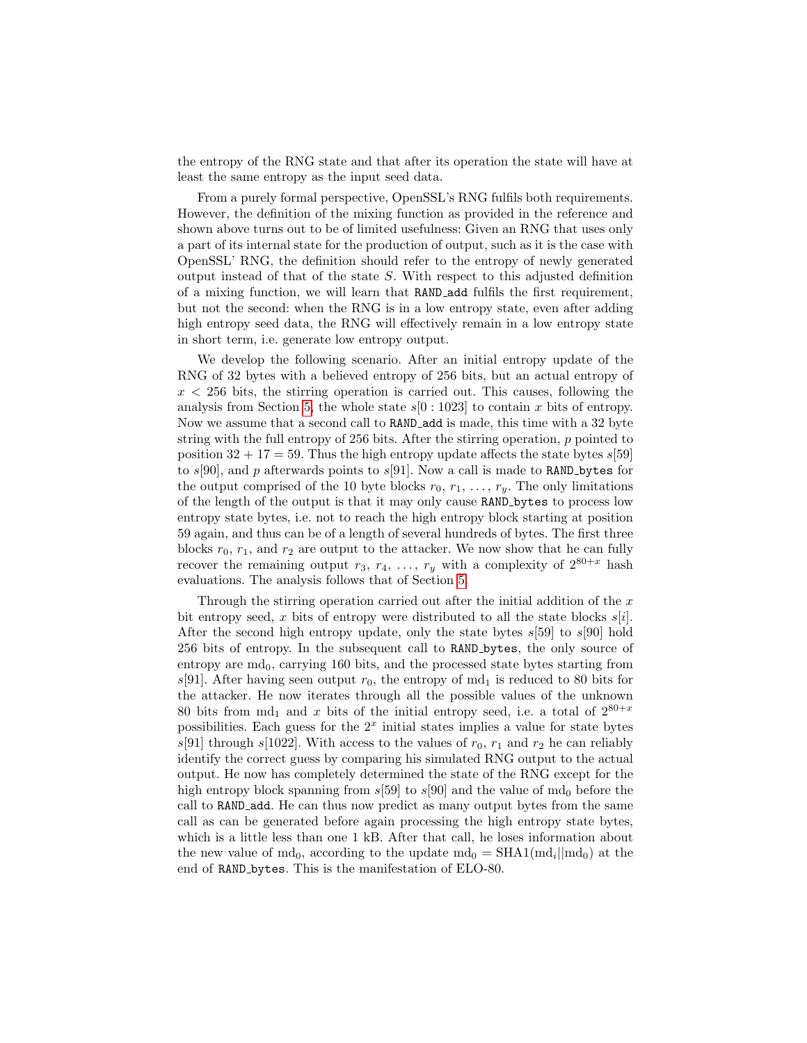the entropy of the RNG state and that after its operation the state will have at least the same entropy as the input seed data.

From a purely formal perspective, OpenSSL's RNG fulfils both requirements. However, the definition of the mixing function as provided in the reference and shown above turns out to be of limited usefulness: Given an RNG that uses only a part of its internal state for the production of output, such as it is the case with OpenSSL' RNG, the definition should refer to the entropy of newly generated output instead of that of the state $S$. With respect to this adjusted definition of a mixing function, we will learn that `RAND_add` fulfils the first requirement, but not the second: when the RNG is in a low entropy state, even after adding high entropy seed data, the RNG will effectively remain in a low entropy state in short term, i.e. generate low entropy output.

We develop the following scenario. After an initial entropy update of the RNG of 32 bytes with a believed entropy of 256 bits, but an actual entropy of $x < 256$ bits, the stirring operation is carried out. This causes, following the analysis from Section 5, the whole state $s[0:1023]$ to contain $x$ bits of entropy. Now we assume that a second call to `RAND_add` is made, this time with a 32 byte string with the full entropy of 256 bits. After the stirring operation, $p$ pointed to position $32 + 17 = 59$. Thus the high entropy update affects the state bytes $s[59]$ to $s[90]$, and $p$ afterwards points to $s[91]$. Now a call is made to `RAND_bytes` for the output comprised of the 10 byte blocks $r_0, r_1, \ldots, r_y$. The only limitations of the length of the output is that it may only cause `RAND_bytes` to process low entropy state bytes, i.e. not to reach the high entropy block starting at position 59 again, and thus can be of a length of several hundreds of bytes. The first three blocks $r_0$, $r_1$, and $r_2$ are output to the attacker. We now show that he can fully recover the remaining output $r_3, r_4, \ldots, r_y$ with a complexity of $2^{80+x}$ hash evaluations. The analysis follows that of Section 5.

Through the stirring operation carried out after the initial addition of the $x$ bit entropy seed, $x$ bits of entropy were distributed to all the state blocks $s[i]$. After the second high entropy update, only the state bytes $s[59]$ to $s[90]$ hold 256 bits of entropy. In the subsequent call to `RAND_bytes`, the only source of entropy are $\mathrm{md}_0$, carrying 160 bits, and the processed state bytes starting from $s[91]$. After having seen output $r_0$, the entropy of $\mathrm{md}_1$ is reduced to 80 bits for the attacker. He now iterates through all the possible values of the unknown 80 bits from $\mathrm{md}_1$ and $x$ bits of the initial entropy seed, i.e. a total of $2^{80+x}$ possibilities. Each guess for the $2^x$ initial states implies a value for state bytes $s[91]$ through $s[1022]$. With access to the values of $r_0$, $r_1$ and $r_2$ he can reliably identify the correct guess by comparing his simulated RNG output to the actual output. He now has completely determined the state of the RNG except for the high entropy block spanning from $s[59]$ to $s[90]$ and the value of $\mathrm{md}_0$ before the call to `RAND_add`. He can thus now predict as many output bytes from the same call as can be generated before again processing the high entropy state bytes, which is a little less than one 1 kB. After that call, he loses information about the new value of $\mathrm{md}_0$, according to the update $\mathrm{md}_0 = \mathrm{SHA1}(\mathrm{md}_i || \mathrm{md}_0)$ at the end of `RAND_bytes`. This is the manifestation of ELO-80.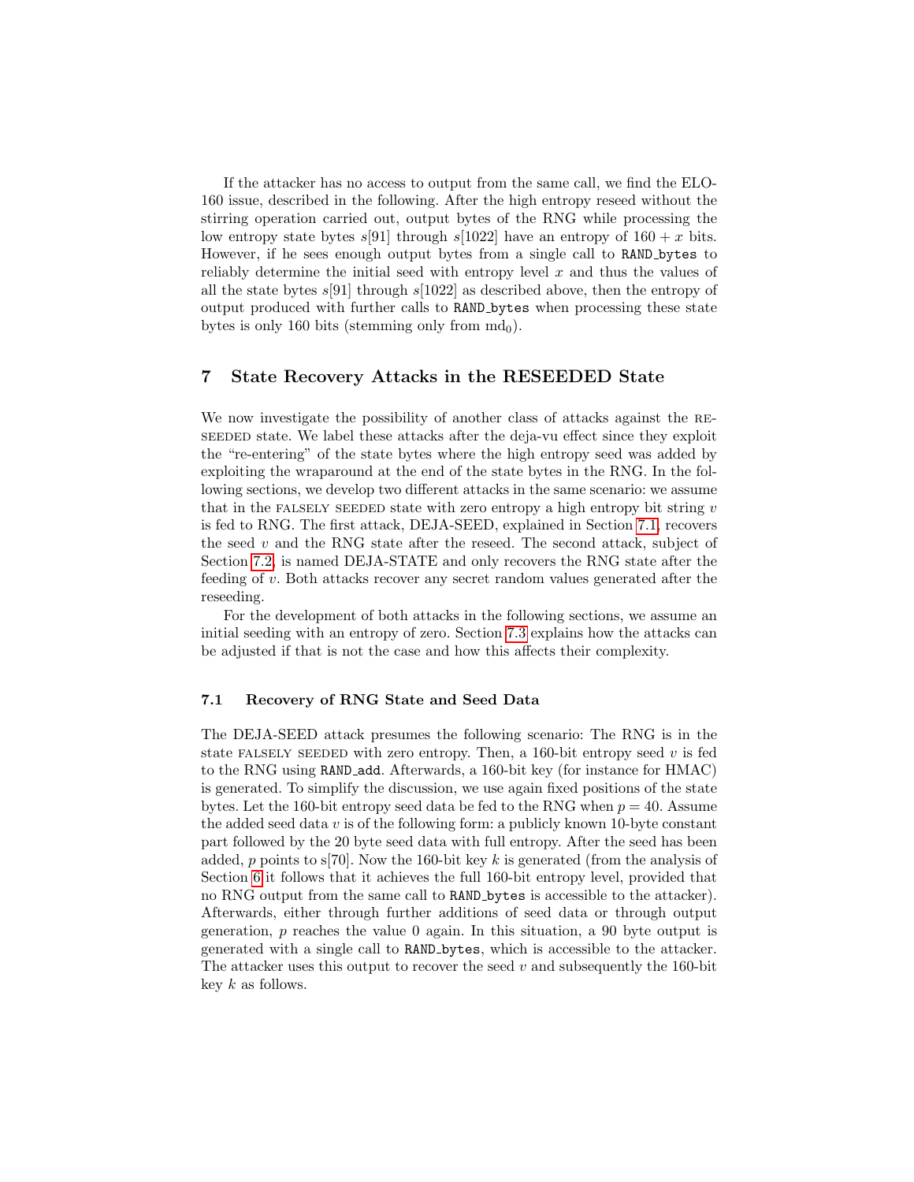If the attacker has no access to output from the same call, we find the ELO-160 issue, described in the following. After the high entropy reseed without the stirring operation carried out, output bytes of the RNG while processing the low entropy state bytes $s[91]$ through $s[1022]$ have an entropy of $160 + x$ bits. However, if he sees enough output bytes from a single call to `RAND_bytes` to reliably determine the initial seed with entropy level $x$ and thus the values of all the state bytes $s[91]$ through $s[1022]$ as described above, then the entropy of output produced with further calls to `RAND_bytes` when processing these state bytes is only 160 bits (stemming only from $\mathrm{md}_0$).

## 7 State Recovery Attacks in the RESEEDED State

We now investigate the possibility of another class of attacks against the RESEEDED state. We label these attacks after the deja-vu effect since they exploit the "re-entering" of the state bytes where the high entropy seed was added by exploiting the wraparound at the end of the state bytes in the RNG. In the following sections, we develop two different attacks in the same scenario: we assume that in the FALSELY SEEDED state with zero entropy a high entropy bit string $v$ is fed to RNG. The first attack, DEJA-SEED, explained in Section 7.1, recovers the seed $v$ and the RNG state after the reseed. The second attack, subject of Section 7.2, is named DEJA-STATE and only recovers the RNG state after the feeding of $v$. Both attacks recover any secret random values generated after the reseeding.

For the development of both attacks in the following sections, we assume an initial seeding with an entropy of zero. Section 7.3 explains how the attacks can be adjusted if that is not the case and how this affects their complexity.

### 7.1 Recovery of RNG State and Seed Data

The DEJA-SEED attack presumes the following scenario: The RNG is in the state FALSELY SEEDED with zero entropy. Then, a 160-bit entropy seed $v$ is fed to the RNG using `RAND_add`. Afterwards, a 160-bit key (for instance for HMAC) is generated. To simplify the discussion, we use again fixed positions of the state bytes. Let the 160-bit entropy seed data be fed to the RNG when $p = 40$. Assume the added seed data $v$ is of the following form: a publicly known 10-byte constant part followed by the 20 byte seed data with full entropy. After the seed has been added, $p$ points to s[70]. Now the 160-bit key $k$ is generated (from the analysis of Section 6 it follows that it achieves the full 160-bit entropy level, provided that no RNG output from the same call to `RAND_bytes` is accessible to the attacker). Afterwards, either through further additions of seed data or through output generation, $p$ reaches the value 0 again. In this situation, a 90 byte output is generated with a single call to `RAND_bytes`, which is accessible to the attacker. The attacker uses this output to recover the seed $v$ and subsequently the 160-bit key $k$ as follows.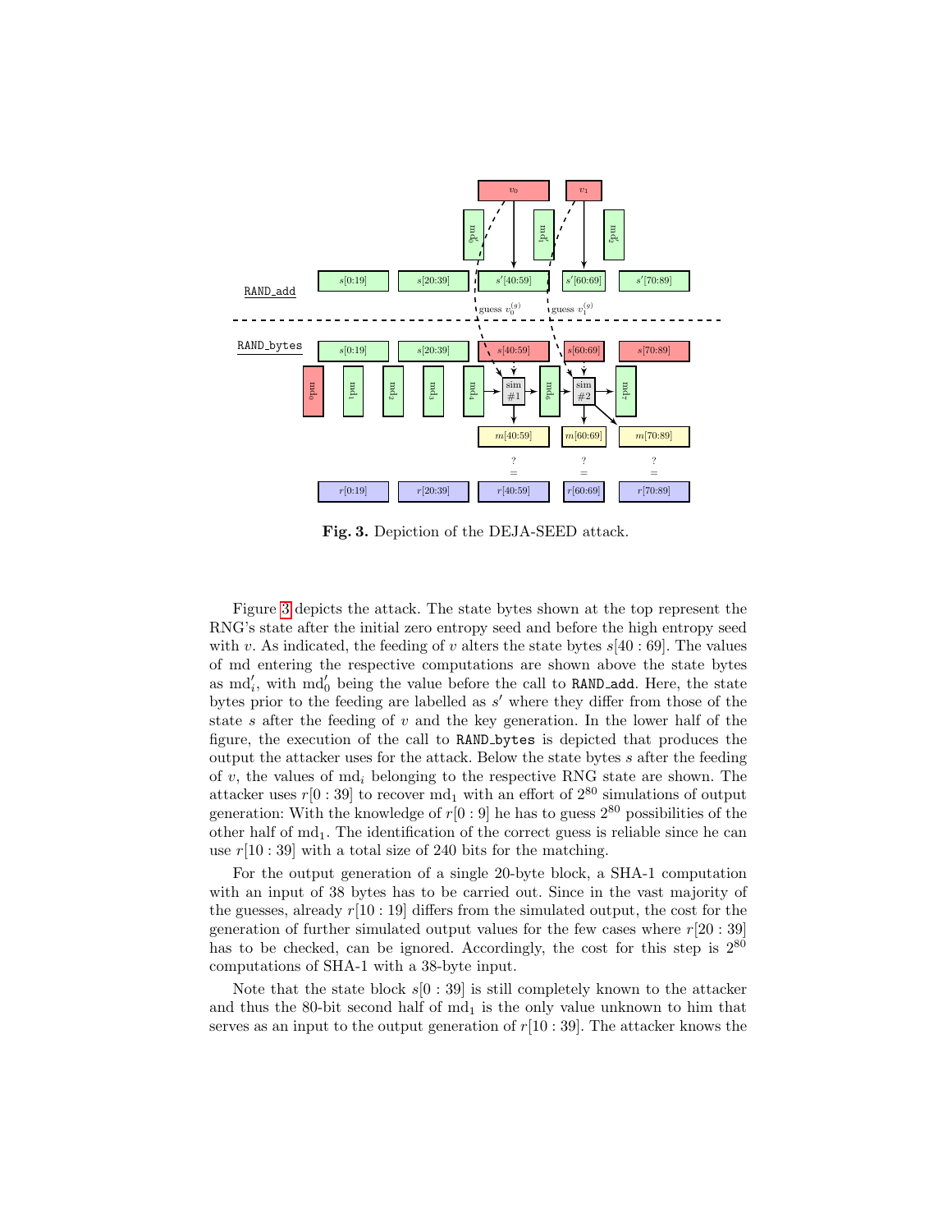**Fig. 3.** Depiction of the DEJA-SEED attack.

Figure 3 depicts the attack. The state bytes shown at the top represent the RNG's state after the initial zero entropy seed and before the high entropy seed with $v$. As indicated, the feeding of $v$ alters the state bytes $s[40:69]$. The values of md entering the respective computations are shown above the state bytes as $\mathrm{md}'_i$, with $\mathrm{md}'_0$ being the value before the call to `RAND_add`. Here, the state bytes prior to the feeding are labelled as $s'$ where they differ from those of the state $s$ after the feeding of $v$ and the key generation. In the lower half of the figure, the execution of the call to `RAND_bytes` is depicted that produces the output the attacker uses for the attack. Below the state bytes $s$ after the feeding of $v$, the values of $\mathrm{md}_i$ belonging to the respective RNG state are shown. The attacker uses $r[0:39]$ to recover $\mathrm{md}_1$ with an effort of $2^{80}$ simulations of output generation: With the knowledge of $r[0:9]$ he has to guess $2^{80}$ possibilities of the other half of $\mathrm{md}_1$. The identification of the correct guess is reliable since he can use $r[10:39]$ with a total size of 240 bits for the matching.

For the output generation of a single 20-byte block, a SHA-1 computation with an input of 38 bytes has to be carried out. Since in the vast majority of the guesses, already $r[10:19]$ differs from the simulated output, the cost for the generation of further simulated output values for the few cases where $r[20:39]$ has to be checked, can be ignored. Accordingly, the cost for this step is $2^{80}$ computations of SHA-1 with a 38-byte input.

Note that the state block $s[0:39]$ is still completely known to the attacker and thus the 80-bit second half of $\mathrm{md}_1$ is the only value unknown to him that serves as an input to the output generation of $r[10:39]$. The attacker knows the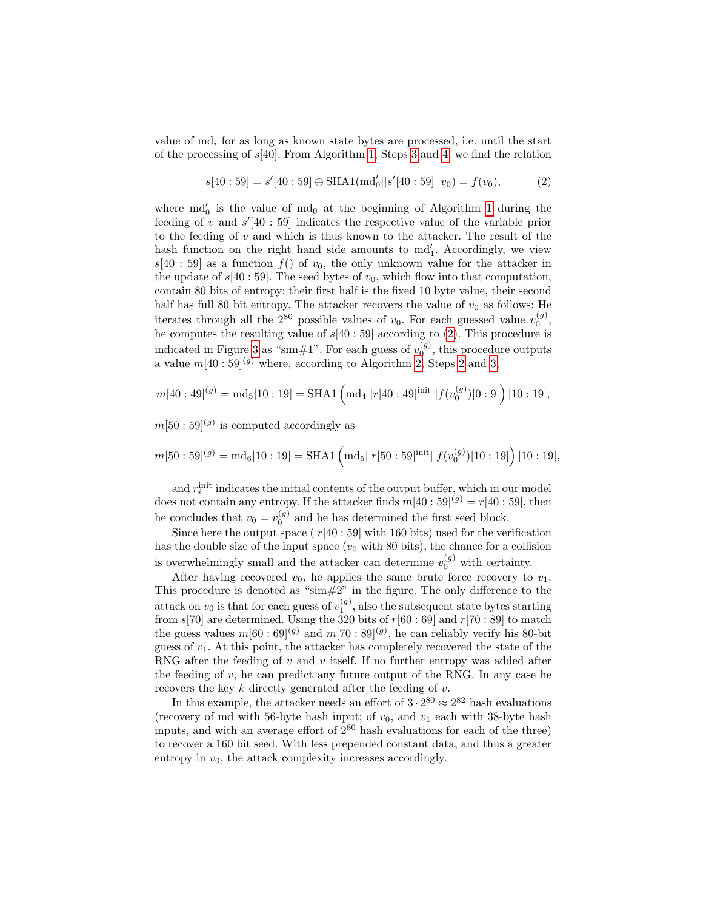value of $\text{md}_i$ for as long as known state bytes are processed, i.e. until the start of the processing of $s[40]$. From Algorithm 1, Steps 3 and 4, we find the relation

$$s[40:59] = s'[40:59] \oplus \text{SHA1}(\text{md}_0' || s'[40:59] || v_0) = f(v_0), \tag{2}$$

where $\text{md}_0'$ is the value of $\text{md}_0$ at the beginning of Algorithm 1 during the feeding of $v$ and $s'[40:59]$ indicates the respective value of the variable prior to the feeding of $v$ and which is thus known to the attacker. The result of the hash function on the right hand side amounts to $\text{md}_1'$. Accordingly, we view $s[40:59]$ as a function $f()$ of $v_0$, the only unknown value for the attacker in the update of $s[40:59]$. The seed bytes of $v_0$, which flow into that computation, contain 80 bits of entropy: their first half is the fixed 10 byte value, their second half has full 80 bit entropy. The attacker recovers the value of $v_0$ as follows: He iterates through all the $2^{80}$ possible values of $v_0$. For each guessed value $v_0^{(g)}$, he computes the resulting value of $s[40:59]$ according to (2). This procedure is indicated in Figure 3 as "sim#1". For each guess of $v_0^{(g)}$, this procedure outputs a value $m[40:59]^{(g)}$ where, according to Algorithm 2, Steps 2 and 3

$$m[40:49]^{(g)} = \text{md}_5[10:19] = \text{SHA1}\left(\text{md}_4 || r[40:49]^{\text{init}} || f(v_0^{(g)})[0:9]\right)[10:19],$$

$m[50:59]^{(g)}$ is computed accordingly as

$$m[50:59]^{(g)} = \text{md}_6[10:19] = \text{SHA1}\left(\text{md}_5 || r[50:59]^{\text{init}} || f(v_0^{(g)})[10:19]\right)[10:19],$$

and $r_i^{\text{init}}$ indicates the initial contents of the output buffer, which in our model does not contain any entropy. If the attacker finds $m[40:59]^{(g)} = r[40:59]$, then he concludes that $v_0 = v_0^{(g)}$ and he has determined the first seed block.

Since here the output space ( $r[40:59]$ with 160 bits) used for the verification has the double size of the input space ($v_0$ with 80 bits), the chance for a collision is overwhelmingly small and the attacker can determine $v_0^{(g)}$ with certainty.

After having recovered $v_0$, he applies the same brute force recovery to $v_1$. This procedure is denoted as "sim#2" in the figure. The only difference to the attack on $v_0$ is that for each guess of $v_1^{(g)}$, also the subsequent state bytes starting from $s[70]$ are determined. Using the 320 bits of $r[60:69]$ and $r[70:89]$ to match the guess values $m[60:69]^{(g)}$ and $m[70:89]^{(g)}$, he can reliably verify his 80-bit guess of $v_1$. At this point, the attacker has completely recovered the state of the RNG after the feeding of $v$ and $v$ itself. If no further entropy was added after the feeding of $v$, he can predict any future output of the RNG. In any case he recovers the key $k$ directly generated after the feeding of $v$.

In this example, the attacker needs an effort of $3 \cdot 2^{80} \approx 2^{82}$ hash evaluations (recovery of md with 56-byte hash input; of $v_0$, and $v_1$ each with 38-byte hash inputs, and with an average effort of $2^{80}$ hash evaluations for each of the three) to recover a 160 bit seed. With less prepended constant data, and thus a greater entropy in $v_0$, the attack complexity increases accordingly.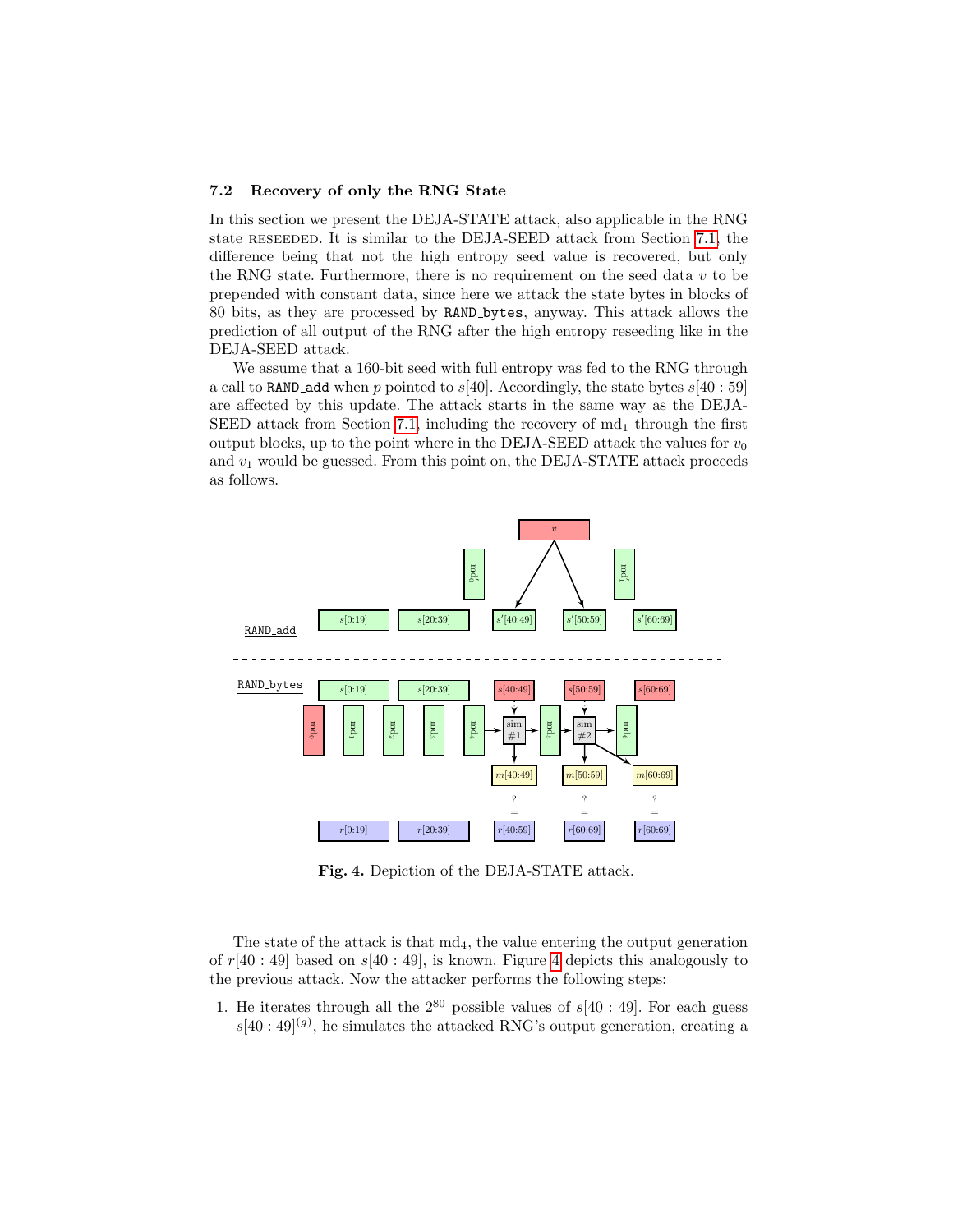### 7.2 Recovery of only the RNG State

In this section we present the DEJA-STATE attack, also applicable in the RNG state RESEEDED. It is similar to the DEJA-SEED attack from Section 7.1, the difference being that not the high entropy seed value is recovered, but only the RNG state. Furthermore, there is no requirement on the seed data $v$ to be prepended with constant data, since here we attack the state bytes in blocks of 80 bits, as they are processed by `RAND_bytes`, anyway. This attack allows the prediction of all output of the RNG after the high entropy reseeding like in the DEJA-SEED attack.

We assume that a 160-bit seed with full entropy was fed to the RNG through a call to `RAND_add` when $p$ pointed to $s[40]$. Accordingly, the state bytes $s[40:59]$ are affected by this update. The attack starts in the same way as the DEJA-SEED attack from Section 7.1, including the recovery of $\text{md}_1$ through the first output blocks, up to the point where in the DEJA-SEED attack the values for $v_0$ and $v_1$ would be guessed. From this point on, the DEJA-STATE attack proceeds as follows.

**Fig. 4.** Depiction of the DEJA-STATE attack.

The state of the attack is that $\text{md}_4$, the value entering the output generation of $r[40:49]$ based on $s[40:49]$, is known. Figure 4 depicts this analogously to the previous attack. Now the attacker performs the following steps:

1. He iterates through all the $2^{80}$ possible values of $s[40:49]$. For each guess $s[40:49]^{(g)}$, he simulates the attacked RNG's output generation, creating a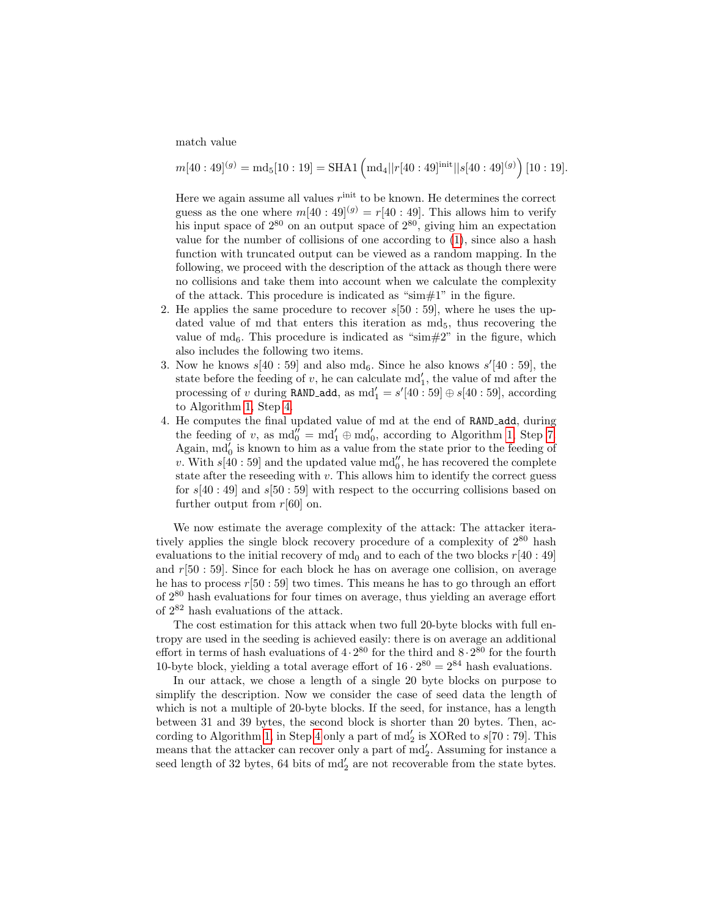match value

$$m[40:49]^{(g)} = \mathrm{md}_5[10:19] = \mathrm{SHA1}\left(\mathrm{md}_4 || r[40:49]^{\mathrm{init}} || s[40:49]^{(g)}\right)[10:19].$$

Here we again assume all values $r^{\mathrm{init}}$ to be known. He determines the correct guess as the one where $m[40:49]^{(g)} = r[40:49]$. This allows him to verify his input space of $2^{80}$ on an output space of $2^{80}$, giving him an expectation value for the number of collisions of one according to (1), since also a hash function with truncated output can be viewed as a random mapping. In the following, we proceed with the description of the attack as though there were no collisions and take them into account when we calculate the complexity of the attack. This procedure is indicated as "sim#1" in the figure.

2. He applies the same procedure to recover $s[50:59]$, where he uses the updated value of md that enters this iteration as $\mathrm{md}_5$, thus recovering the value of $\mathrm{md}_6$. This procedure is indicated as "sim#2" in the figure, which also includes the following two items.
3. Now he knows $s[40:59]$ and also $\mathrm{md}_6$. Since he also knows $s'[40:59]$, the state before the feeding of $v$, he can calculate $\mathrm{md}'_1$, the value of md after the processing of $v$ during `RAND_add`, as $\mathrm{md}'_1 = s'[40:59] \oplus s[40:59]$, according to Algorithm 1, Step 4.
4. He computes the final updated value of md at the end of `RAND_add`, during the feeding of $v$, as $\mathrm{md}''_0 = \mathrm{md}'_1 \oplus \mathrm{md}'_0$, according to Algorithm 1, Step 7. Again, $\mathrm{md}'_0$ is known to him as a value from the state prior to the feeding of $v$. With $s[40:59]$ and the updated value $\mathrm{md}''_0$, he has recovered the complete state after the reseeding with $v$. This allows him to identify the correct guess for $s[40:49]$ and $s[50:59]$ with respect to the occurring collisions based on further output from $r[60]$ on.

We now estimate the average complexity of the attack: The attacker iteratively applies the single block recovery procedure of a complexity of $2^{80}$ hash evaluations to the initial recovery of $\mathrm{md}_0$ and to each of the two blocks $r[40:49]$ and $r[50:59]$. Since for each block he has on average one collision, on average he has to process $r[50:59]$ two times. This means he has to go through an effort of $2^{80}$ hash evaluations for four times on average, thus yielding an average effort of $2^{82}$ hash evaluations of the attack.

The cost estimation for this attack when two full 20-byte blocks with full entropy are used in the seeding is achieved easily: there is on average an additional effort in terms of hash evaluations of $4 \cdot 2^{80}$ for the third and $8 \cdot 2^{80}$ for the fourth 10-byte block, yielding a total average effort of $16 \cdot 2^{80} = 2^{84}$ hash evaluations.

In our attack, we chose a length of a single 20 byte blocks on purpose to simplify the description. Now we consider the case of seed data the length of which is not a multiple of 20-byte blocks. If the seed, for instance, has a length between 31 and 39 bytes, the second block is shorter than 20 bytes. Then, according to Algorithm 1, in Step 4 only a part of $\mathrm{md}'_2$ is XORed to $s[70:79]$. This means that the attacker can recover only a part of $\mathrm{md}'_2$. Assuming for instance a seed length of 32 bytes, 64 bits of $\mathrm{md}'_2$ are not recoverable from the state bytes.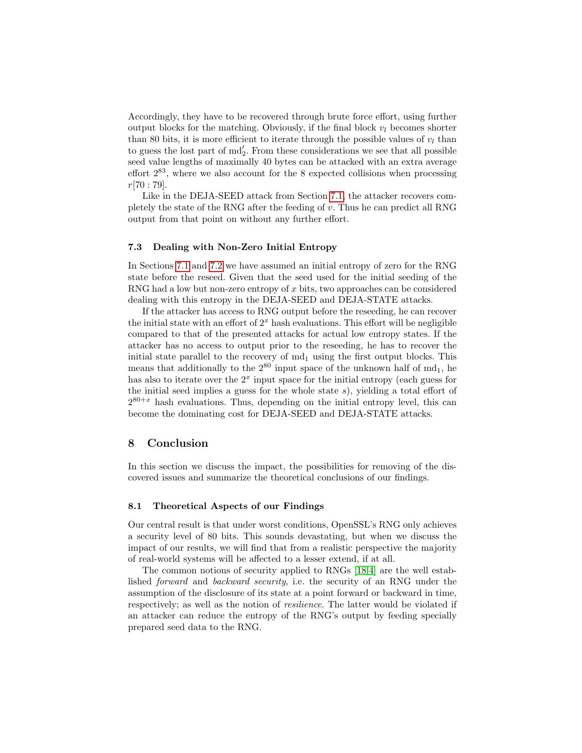Accordingly, they have to be recovered through brute force effort, using further output blocks for the matching. Obviously, if the final block $v_l$ becomes shorter than 80 bits, it is more efficient to iterate through the possible values of $v_l$ than to guess the lost part of $\mathrm{md}_2'$. From these considerations we see that all possible seed value lengths of maximally 40 bytes can be attacked with an extra average effort $2^{83}$, where we also account for the 8 expected collisions when processing $r[70:79]$.

Like in the DEJA-SEED attack from Section 7.1, the attacker recovers completely the state of the RNG after the feeding of $v$. Thus he can predict all RNG output from that point on without any further effort.

### 7.3 Dealing with Non-Zero Initial Entropy

In Sections 7.1 and 7.2 we have assumed an initial entropy of zero for the RNG state before the reseed. Given that the seed used for the initial seeding of the RNG had a low but non-zero entropy of $x$ bits, two approaches can be considered dealing with this entropy in the DEJA-SEED and DEJA-STATE attacks.

If the attacker has access to RNG output before the reseeding, he can recover the initial state with an effort of $2^x$ hash evaluations. This effort will be negligible compared to that of the presented attacks for actual low entropy states. If the attacker has no access to output prior to the reseeding, he has to recover the initial state parallel to the recovery of $\mathrm{md}_1$ using the first output blocks. This means that additionally to the $2^{80}$ input space of the unknown half of $\mathrm{md}_1$, he has also to iterate over the $2^x$ input space for the initial entropy (each guess for the initial seed implies a guess for the whole state $s$), yielding a total effort of $2^{80+x}$ hash evaluations. Thus, depending on the initial entropy level, this can become the dominating cost for DEJA-SEED and DEJA-STATE attacks.

## 8 Conclusion

In this section we discuss the impact, the possibilities for removing of the discovered issues and summarize the theoretical conclusions of our findings.

### 8.1 Theoretical Aspects of our Findings

Our central result is that under worst conditions, OpenSSL's RNG only achieves a security level of 80 bits. This sounds devastating, but when we discuss the impact of our results, we will find that from a realistic perspective the majority of real-world systems will be affected to a lesser extend, if at all.

The common notions of security applied to RNGs [18,4] are the well established *forward* and *backward security*, i.e. the security of an RNG under the assumption of the disclosure of its state at a point forward or backward in time, respectively; as well as the notion of *resilience*. The latter would be violated if an attacker can reduce the entropy of the RNG's output by feeding specially prepared seed data to the RNG.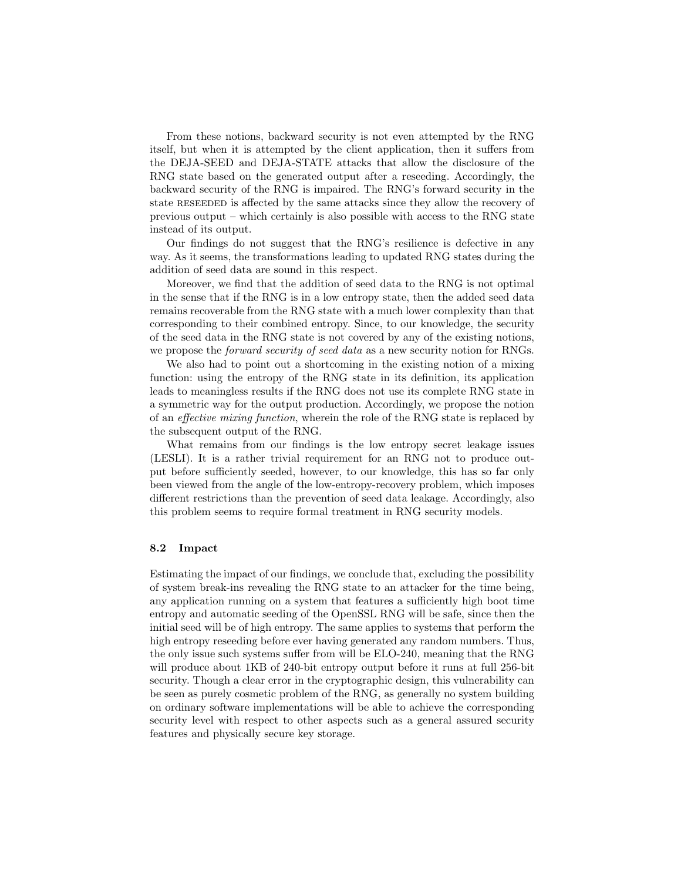From these notions, backward security is not even attempted by the RNG itself, but when it is attempted by the client application, then it suffers from the DEJA-SEED and DEJA-STATE attacks that allow the disclosure of the RNG state based on the generated output after a reseeding. Accordingly, the backward security of the RNG is impaired. The RNG's forward security in the state RESEEDED is affected by the same attacks since they allow the recovery of previous output – which certainly is also possible with access to the RNG state instead of its output.

Our findings do not suggest that the RNG's resilience is defective in any way. As it seems, the transformations leading to updated RNG states during the addition of seed data are sound in this respect.

Moreover, we find that the addition of seed data to the RNG is not optimal in the sense that if the RNG is in a low entropy state, then the added seed data remains recoverable from the RNG state with a much lower complexity than that corresponding to their combined entropy. Since, to our knowledge, the security of the seed data in the RNG state is not covered by any of the existing notions, we propose the *forward security of seed data* as a new security notion for RNGs.

We also had to point out a shortcoming in the existing notion of a mixing function: using the entropy of the RNG state in its definition, its application leads to meaningless results if the RNG does not use its complete RNG state in a symmetric way for the output production. Accordingly, we propose the notion of an *effective mixing function*, wherein the role of the RNG state is replaced by the subsequent output of the RNG.

What remains from our findings is the low entropy secret leakage issues (LESLI). It is a rather trivial requirement for an RNG not to produce output before sufficiently seeded, however, to our knowledge, this has so far only been viewed from the angle of the low-entropy-recovery problem, which imposes different restrictions than the prevention of seed data leakage. Accordingly, also this problem seems to require formal treatment in RNG security models.

### 8.2 Impact

Estimating the impact of our findings, we conclude that, excluding the possibility of system break-ins revealing the RNG state to an attacker for the time being, any application running on a system that features a sufficiently high boot time entropy and automatic seeding of the OpenSSL RNG will be safe, since then the initial seed will be of high entropy. The same applies to systems that perform the high entropy reseeding before ever having generated any random numbers. Thus, the only issue such systems suffer from will be ELO-240, meaning that the RNG will produce about 1KB of 240-bit entropy output before it runs at full 256-bit security. Though a clear error in the cryptographic design, this vulnerability can be seen as purely cosmetic problem of the RNG, as generally no system building on ordinary software implementations will be able to achieve the corresponding security level with respect to other aspects such as a general assured security features and physically secure key storage.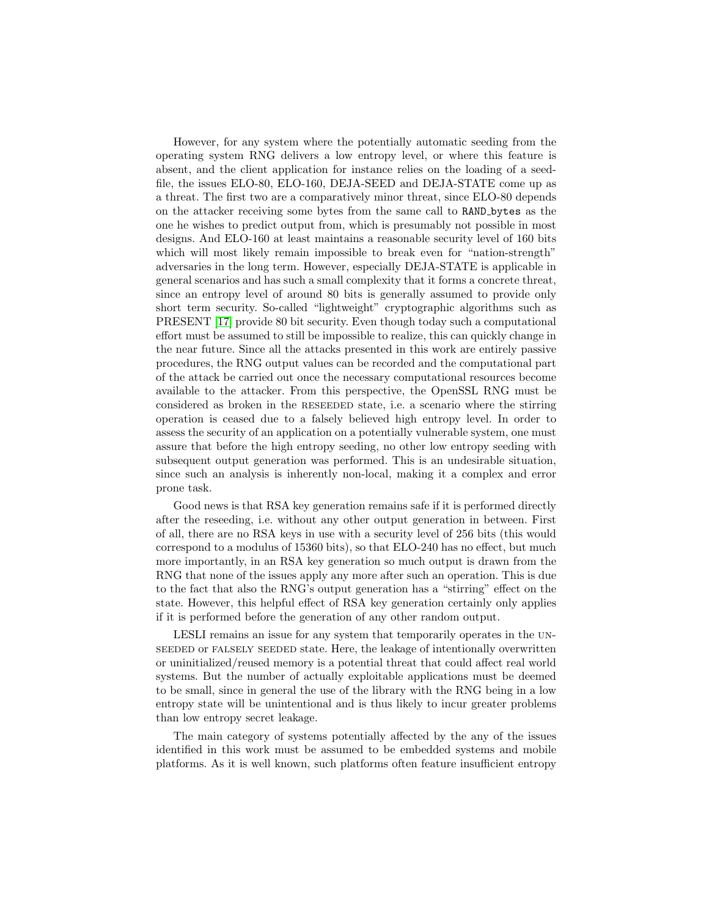However, for any system where the potentially automatic seeding from the operating system RNG delivers a low entropy level, or where this feature is absent, and the client application for instance relies on the loading of a seed-file, the issues ELO-80, ELO-160, DEJA-SEED and DEJA-STATE come up as a threat. The first two are a comparatively minor threat, since ELO-80 depends on the attacker receiving some bytes from the same call to RAND_bytes as the one he wishes to predict output from, which is presumably not possible in most designs. And ELO-160 at least maintains a reasonable security level of 160 bits which will most likely remain impossible to break even for "nation-strength" adversaries in the long term. However, especially DEJA-STATE is applicable in general scenarios and has such a small complexity that it forms a concrete threat, since an entropy level of around 80 bits is generally assumed to provide only short term security. So-called "lightweight" cryptographic algorithms such as PRESENT [17] provide 80 bit security. Even though today such a computational effort must be assumed to still be impossible to realize, this can quickly change in the near future. Since all the attacks presented in this work are entirely passive procedures, the RNG output values can be recorded and the computational part of the attack be carried out once the necessary computational resources become available to the attacker. From this perspective, the OpenSSL RNG must be considered as broken in the RESEEDED state, i.e. a scenario where the stirring operation is ceased due to a falsely believed high entropy level. In order to assess the security of an application on a potentially vulnerable system, one must assure that before the high entropy seeding, no other low entropy seeding with subsequent output generation was performed. This is an undesirable situation, since such an analysis is inherently non-local, making it a complex and error prone task.

Good news is that RSA key generation remains safe if it is performed directly after the reseeding, i.e. without any other output generation in between. First of all, there are no RSA keys in use with a security level of 256 bits (this would correspond to a modulus of 15360 bits), so that ELO-240 has no effect, but much more importantly, in an RSA key generation so much output is drawn from the RNG that none of the issues apply any more after such an operation. This is due to the fact that also the RNG's output generation has a "stirring" effect on the state. However, this helpful effect of RSA key generation certainly only applies if it is performed before the generation of any other random output.

LESLI remains an issue for any system that temporarily operates in the UNSEEDED or FALSELY SEEDED state. Here, the leakage of intentionally overwritten or uninitialized/reused memory is a potential threat that could affect real world systems. But the number of actually exploitable applications must be deemed to be small, since in general the use of the library with the RNG being in a low entropy state will be unintentional and is thus likely to incur greater problems than low entropy secret leakage.

The main category of systems potentially affected by the any of the issues identified in this work must be assumed to be embedded systems and mobile platforms. As it is well known, such platforms often feature insufficient entropy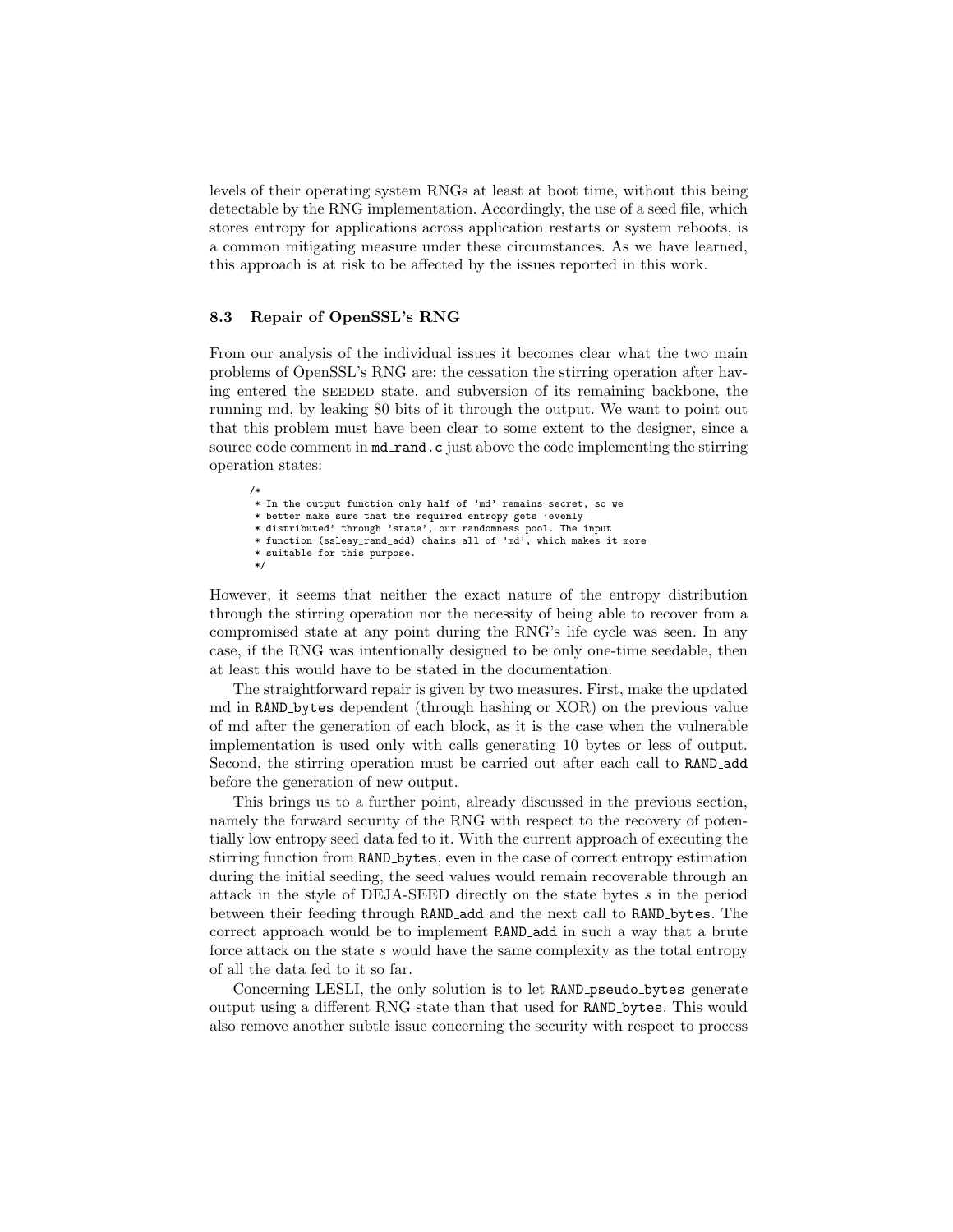levels of their operating system RNGs at least at boot time, without this being detectable by the RNG implementation. Accordingly, the use of a seed file, which stores entropy for applications across application restarts or system reboots, is a common mitigating measure under these circumstances. As we have learned, this approach is at risk to be affected by the issues reported in this work.

### 8.3 Repair of OpenSSL's RNG

From our analysis of the individual issues it becomes clear what the two main problems of OpenSSL's RNG are: the cessation the stirring operation after having entered the SEEDED state, and subversion of its remaining backbone, the running md, by leaking 80 bits of it through the output. We want to point out that this problem must have been clear to some extent to the designer, since a source code comment in `md_rand.c` just above the code implementing the stirring operation states:

```
/*
 * In the output function only half of 'md' remains secret, so we
 * better make sure that the required entropy gets 'evenly
 * distributed' through 'state', our randomness pool. The input
 * function (ssleay_rand_add) chains all of 'md', which makes it more
 * suitable for this purpose.
 */
```

However, it seems that neither the exact nature of the entropy distribution through the stirring operation nor the necessity of being able to recover from a compromised state at any point during the RNG's life cycle was seen. In any case, if the RNG was intentionally designed to be only one-time seedable, then at least this would have to be stated in the documentation.

The straightforward repair is given by two measures. First, make the updated md in `RAND_bytes` dependent (through hashing or XOR) on the previous value of md after the generation of each block, as it is the case when the vulnerable implementation is used only with calls generating 10 bytes or less of output. Second, the stirring operation must be carried out after each call to `RAND_add` before the generation of new output.

This brings us to a further point, already discussed in the previous section, namely the forward security of the RNG with respect to the recovery of potentially low entropy seed data fed to it. With the current approach of executing the stirring function from `RAND_bytes`, even in the case of correct entropy estimation during the initial seeding, the seed values would remain recoverable through an attack in the style of DEJA-SEED directly on the state bytes $s$ in the period between their feeding through `RAND_add` and the next call to `RAND_bytes`. The correct approach would be to implement `RAND_add` in such a way that a brute force attack on the state $s$ would have the same complexity as the total entropy of all the data fed to it so far.

Concerning LESLI, the only solution is to let `RAND_pseudo_bytes` generate output using a different RNG state than that used for `RAND_bytes`. This would also remove another subtle issue concerning the security with respect to process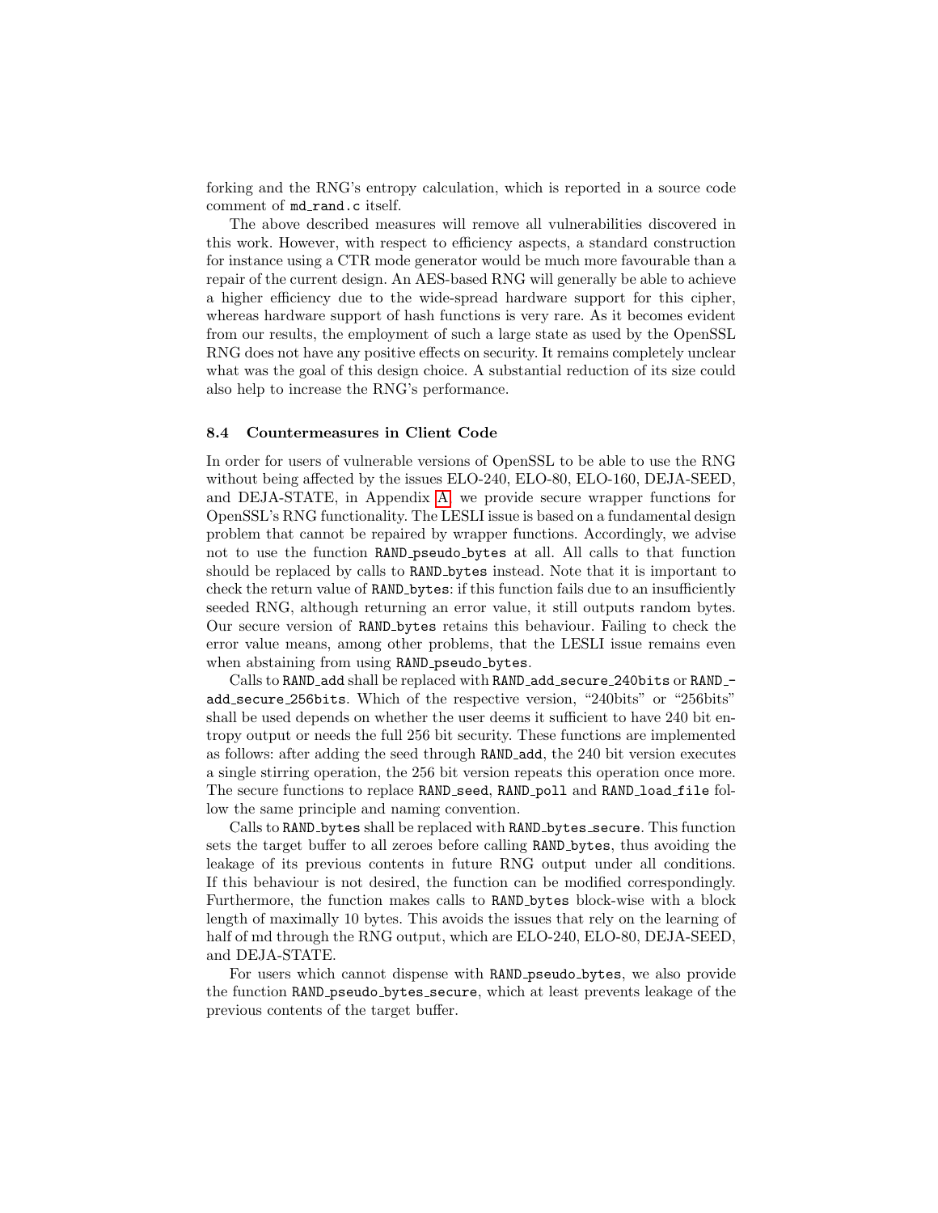forking and the RNG's entropy calculation, which is reported in a source code comment of `md_rand.c` itself.

The above described measures will remove all vulnerabilities discovered in this work. However, with respect to efficiency aspects, a standard construction for instance using a CTR mode generator would be much more favourable than a repair of the current design. An AES-based RNG will generally be able to achieve a higher efficiency due to the wide-spread hardware support for this cipher, whereas hardware support of hash functions is very rare. As it becomes evident from our results, the employment of such a large state as used by the OpenSSL RNG does not have any positive effects on security. It remains completely unclear what was the goal of this design choice. A substantial reduction of its size could also help to increase the RNG's performance.

### 8.4 Countermeasures in Client Code

In order for users of vulnerable versions of OpenSSL to be able to use the RNG without being affected by the issues ELO-240, ELO-80, ELO-160, DEJA-SEED, and DEJA-STATE, in Appendix A, we provide secure wrapper functions for OpenSSL's RNG functionality. The LESLI issue is based on a fundamental design problem that cannot be repaired by wrapper functions. Accordingly, we advise not to use the function `RAND_pseudo_bytes` at all. All calls to that function should be replaced by calls to `RAND_bytes` instead. Note that it is important to check the return value of `RAND_bytes`: if this function fails due to an insufficiently seeded RNG, although returning an error value, it still outputs random bytes. Our secure version of `RAND_bytes` retains this behaviour. Failing to check the error value means, among other problems, that the LESLI issue remains even when abstaining from using `RAND_pseudo_bytes`.

Calls to `RAND_add` shall be replaced with `RAND_add_secure_240bits` or `RAND_add_secure_256bits`. Which of the respective version, "240bits" or "256bits" shall be used depends on whether the user deems it sufficient to have 240 bit entropy output or needs the full 256 bit security. These functions are implemented as follows: after adding the seed through `RAND_add`, the 240 bit version executes a single stirring operation, the 256 bit version repeats this operation once more. The secure functions to replace `RAND_seed`, `RAND_poll` and `RAND_load_file` follow the same principle and naming convention.

Calls to `RAND_bytes` shall be replaced with `RAND_bytes_secure`. This function sets the target buffer to all zeroes before calling `RAND_bytes`, thus avoiding the leakage of its previous contents in future RNG output under all conditions. If this behaviour is not desired, the function can be modified correspondingly. Furthermore, the function makes calls to `RAND_bytes` block-wise with a block length of maximally 10 bytes. This avoids the issues that rely on the learning of half of md through the RNG output, which are ELO-240, ELO-80, DEJA-SEED, and DEJA-STATE.

For users which cannot dispense with `RAND_pseudo_bytes`, we also provide the function `RAND_pseudo_bytes_secure`, which at least prevents leakage of the previous contents of the target buffer.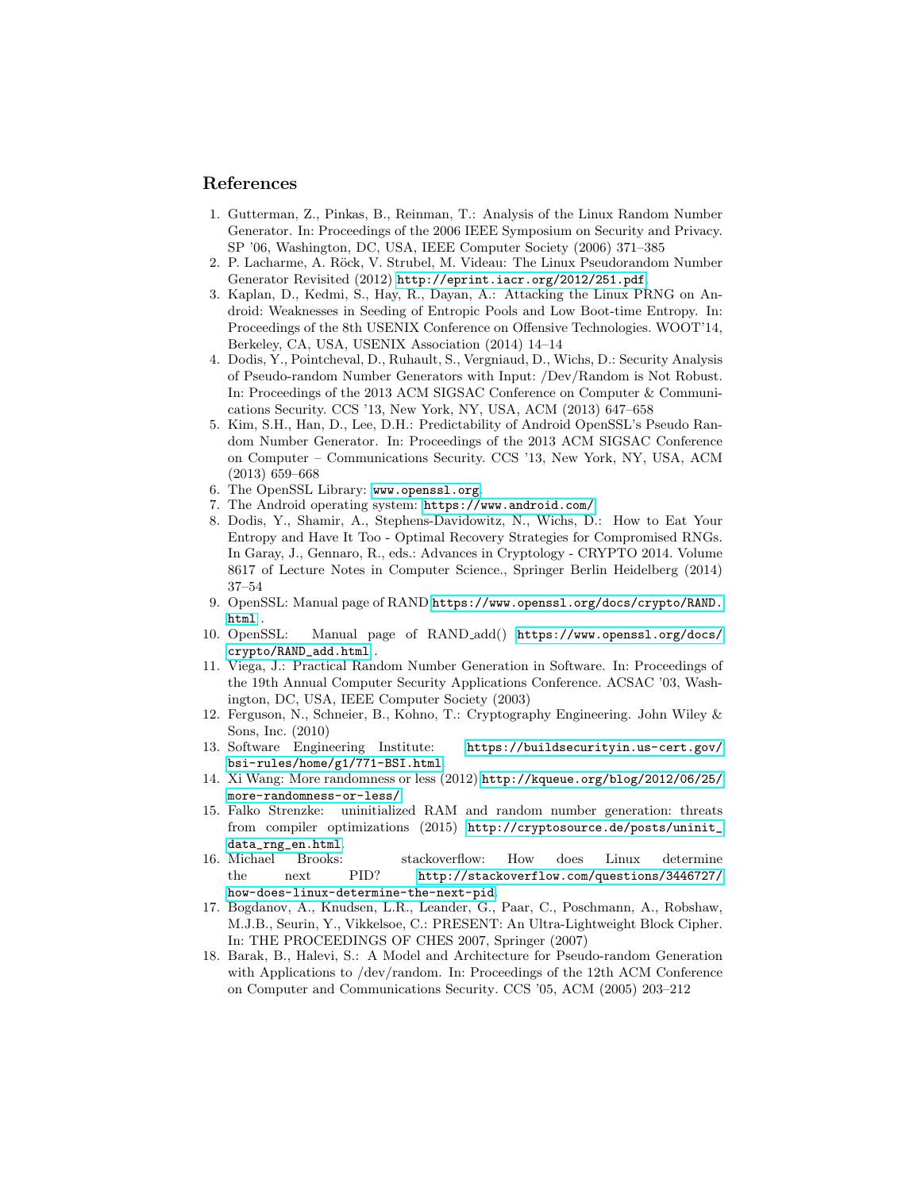## References

1. Gutterman, Z., Pinkas, B., Reinman, T.: Analysis of the Linux Random Number Generator. In: Proceedings of the 2006 IEEE Symposium on Security and Privacy. SP '06, Washington, DC, USA, IEEE Computer Society (2006) 371–385
2. P. Lacharme, A. Röck, V. Strubel, M. Videau: The Linux Pseudorandom Number Generator Revisited (2012) http://eprint.iacr.org/2012/251.pdf.
3. Kaplan, D., Kedmi, S., Hay, R., Dayan, A.: Attacking the Linux PRNG on Android: Weaknesses in Seeding of Entropic Pools and Low Boot-time Entropy. In: Proceedings of the 8th USENIX Conference on Offensive Technologies. WOOT'14, Berkeley, CA, USA, USENIX Association (2014) 14–14
4. Dodis, Y., Pointcheval, D., Ruhault, S., Vergniaud, D., Wichs, D.: Security Analysis of Pseudo-random Number Generators with Input: /Dev/Random is Not Robust. In: Proceedings of the 2013 ACM SIGSAC Conference on Computer & Communications Security. CCS '13, New York, NY, USA, ACM (2013) 647–658
5. Kim, S.H., Han, D., Lee, D.H.: Predictability of Android OpenSSL's Pseudo Random Number Generator. In: Proceedings of the 2013 ACM SIGSAC Conference on Computer – Communications Security. CCS '13, New York, NY, USA, ACM (2013) 659–668
6. The OpenSSL Library: www.openssl.org.
7. The Android operating system: https://www.android.com/.
8. Dodis, Y., Shamir, A., Stephens-Davidowitz, N., Wichs, D.: How to Eat Your Entropy and Have It Too - Optimal Recovery Strategies for Compromised RNGs. In Garay, J., Gennaro, R., eds.: Advances in Cryptology - CRYPTO 2014. Volume 8617 of Lecture Notes in Computer Science., Springer Berlin Heidelberg (2014) 37–54
9. OpenSSL: Manual page of RAND https://www.openssl.org/docs/crypto/RAND.html .
10. OpenSSL: Manual page of RAND_add() https://www.openssl.org/docs/crypto/RAND_add.html .
11. Viega, J.: Practical Random Number Generation in Software. In: Proceedings of the 19th Annual Computer Security Applications Conference. ACSAC '03, Washington, DC, USA, IEEE Computer Society (2003)
12. Ferguson, N., Schneier, B., Kohno, T.: Cryptography Engineering. John Wiley & Sons, Inc. (2010)
13. Software Engineering Institute: https://buildsecurityin.us-cert.gov/bsi-rules/home/g1/771-BSI.html.
14. Xi Wang: More randomness or less (2012) http://kqueue.org/blog/2012/06/25/more-randomness-or-less/.
15. Falko Strenzke: uninitialized RAM and random number generation: threats from compiler optimizations (2015) http://cryptosource.de/posts/uninit_data_rng_en.html.
16. Michael Brooks: stackoverflow: How does Linux determine the next PID? http://stackoverflow.com/questions/3446727/how-does-linux-determine-the-next-pid.
17. Bogdanov, A., Knudsen, L.R., Leander, G., Paar, C., Poschmann, A., Robshaw, M.J.B., Seurin, Y., Vikkelsoe, C.: PRESENT: An Ultra-Lightweight Block Cipher. In: THE PROCEEDINGS OF CHES 2007, Springer (2007)
18. Barak, B., Halevi, S.: A Model and Architecture for Pseudo-random Generation with Applications to /dev/random. In: Proceedings of the 12th ACM Conference on Computer and Communications Security. CCS '05, ACM (2005) 203–212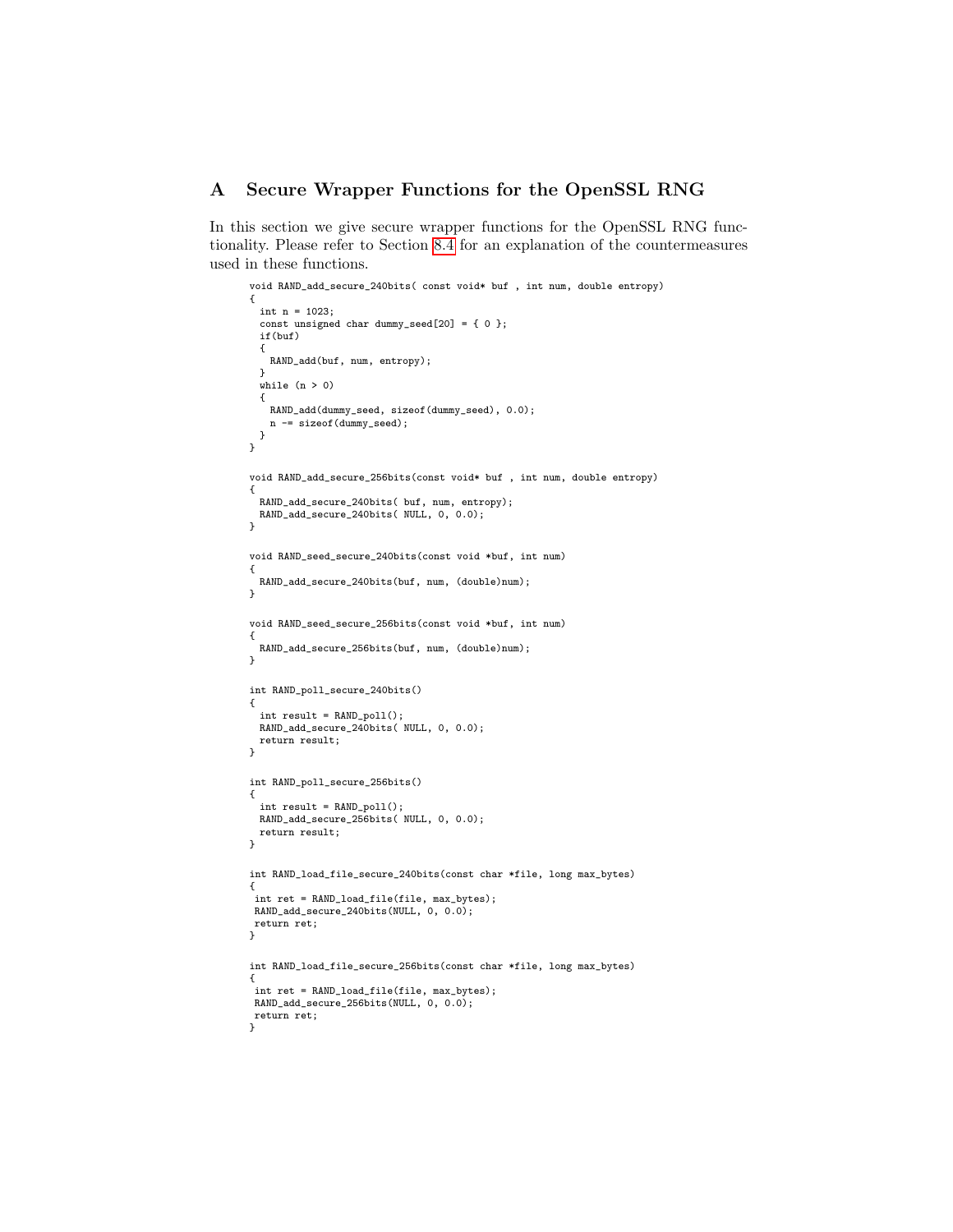## A Secure Wrapper Functions for the OpenSSL RNG

In this section we give secure wrapper functions for the OpenSSL RNG functionality. Please refer to Section 8.4 for an explanation of the countermeasures used in these functions.

```
void RAND_add_secure_240bits( const void* buf , int num, double entropy)
{
  int n = 1023;
  const unsigned char dummy_seed[20] = { 0 };
  if(buf)
  {
    RAND_add(buf, num, entropy);
  }
  while (n > 0)
  {
    RAND_add(dummy_seed, sizeof(dummy_seed), 0.0);
    n -= sizeof(dummy_seed);
  }
}

void RAND_add_secure_256bits(const void* buf , int num, double entropy)
{
  RAND_add_secure_240bits( buf, num, entropy);
  RAND_add_secure_240bits( NULL, 0, 0.0);
}

void RAND_seed_secure_240bits(const void *buf, int num)
{
  RAND_add_secure_240bits(buf, num, (double)num);
}

void RAND_seed_secure_256bits(const void *buf, int num)
{
  RAND_add_secure_256bits(buf, num, (double)num);
}

int RAND_poll_secure_240bits()
{
  int result = RAND_poll();
  RAND_add_secure_240bits( NULL, 0, 0.0);
  return result;
}

int RAND_poll_secure_256bits()
{
  int result = RAND_poll();
  RAND_add_secure_256bits( NULL, 0, 0.0);
  return result;
}

int RAND_load_file_secure_240bits(const char *file, long max_bytes)
{
 int ret = RAND_load_file(file, max_bytes);
 RAND_add_secure_240bits(NULL, 0, 0.0);
 return ret;
}

int RAND_load_file_secure_256bits(const char *file, long max_bytes)
{
 int ret = RAND_load_file(file, max_bytes);
 RAND_add_secure_256bits(NULL, 0, 0.0);
 return ret;
}
```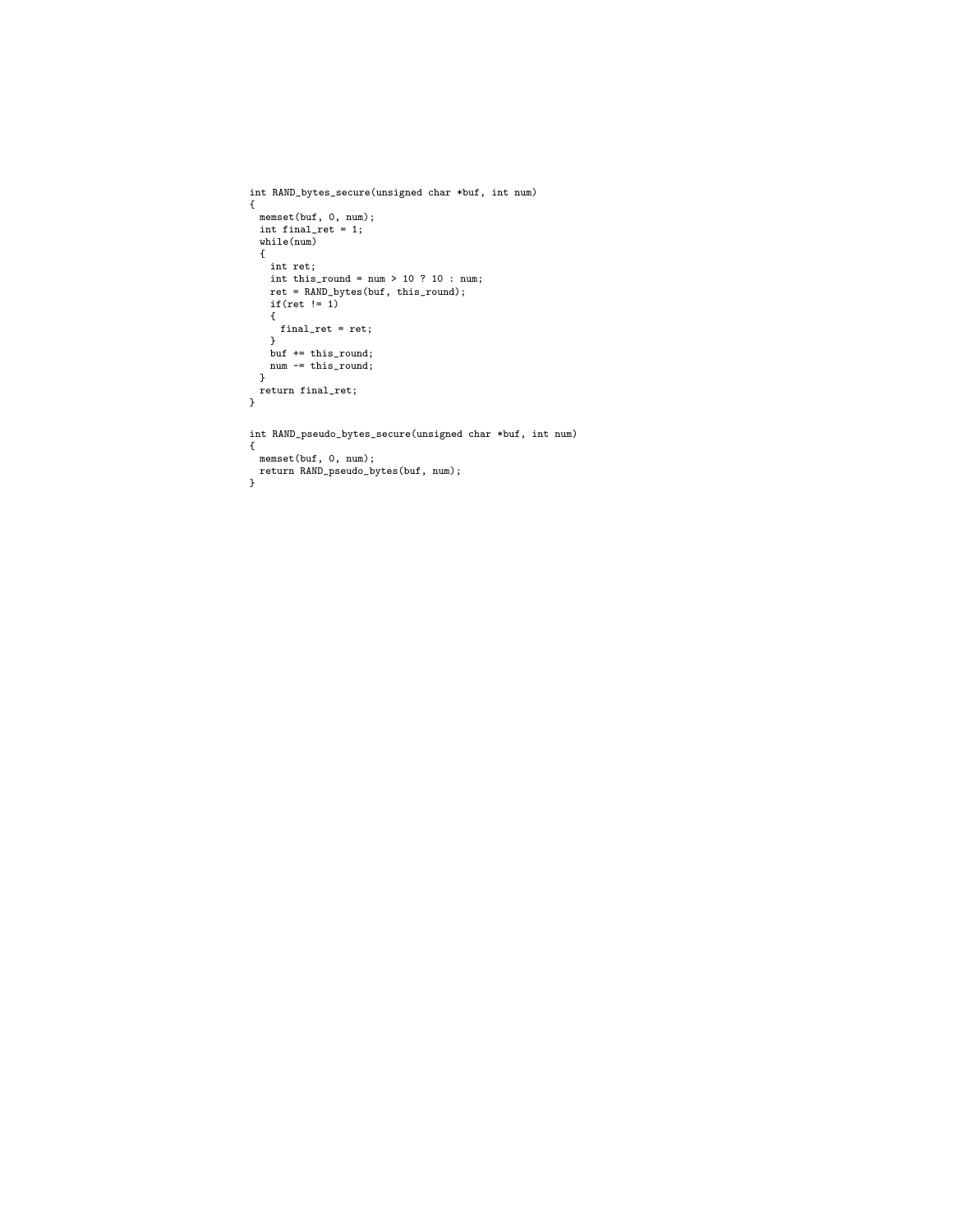```
int RAND_bytes_secure(unsigned char *buf, int num)
{
  memset(buf, 0, num);
  int final_ret = 1;
  while(num)
  {
    int ret;
    int this_round = num > 10 ? 10 : num;
    ret = RAND_bytes(buf, this_round);
    if(ret != 1)
    {
      final_ret = ret;
    }
    buf += this_round;
    num -= this_round;
  }
  return final_ret;
}


int RAND_pseudo_bytes_secure(unsigned char *buf, int num)
{
  memset(buf, 0, num);
  return RAND_pseudo_bytes(buf, num);
}
```